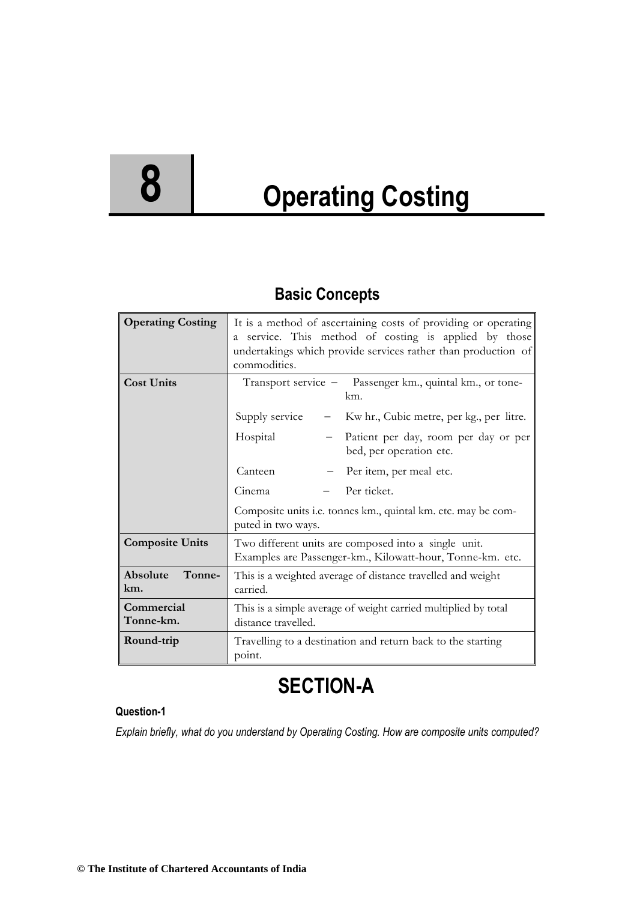# 8 Operating Costing

## Basic Concepts

| | |
|---|---|
| **Operating Costing** | It is a method of ascertaining costs of providing or operating a service. This method of costing is applied by those undertakings which provide services rather than production of commodities. |
| **Cost Units** | Transport service – Passenger km., quintal km., or tone-km.<br>Supply service – Kw hr., Cubic metre, per kg., per litre.<br>Hospital – Patient per day, room per day or per bed, per operation etc.<br>Canteen – Per item, per meal etc.<br>Cinema – Per ticket.<br>Composite units i.e. tonnes km., quintal km. etc. may be computed in two ways. |
| **Composite Units** | Two different units are composed into a single unit. Examples are Passenger-km., Kilowatt-hour, Tonne-km. etc. |
| **Absolute Tonne-km.** | This is a weighted average of distance travelled and weight carried. |
| **Commercial Tonne-km.** | This is a simple average of weight carried multiplied by total distance travelled. |
| **Round-trip** | Travelling to a destination and return back to the starting point. |

## SECTION-A

**Question-1**

*Explain briefly, what do you understand by Operating Costing. How are composite units computed?*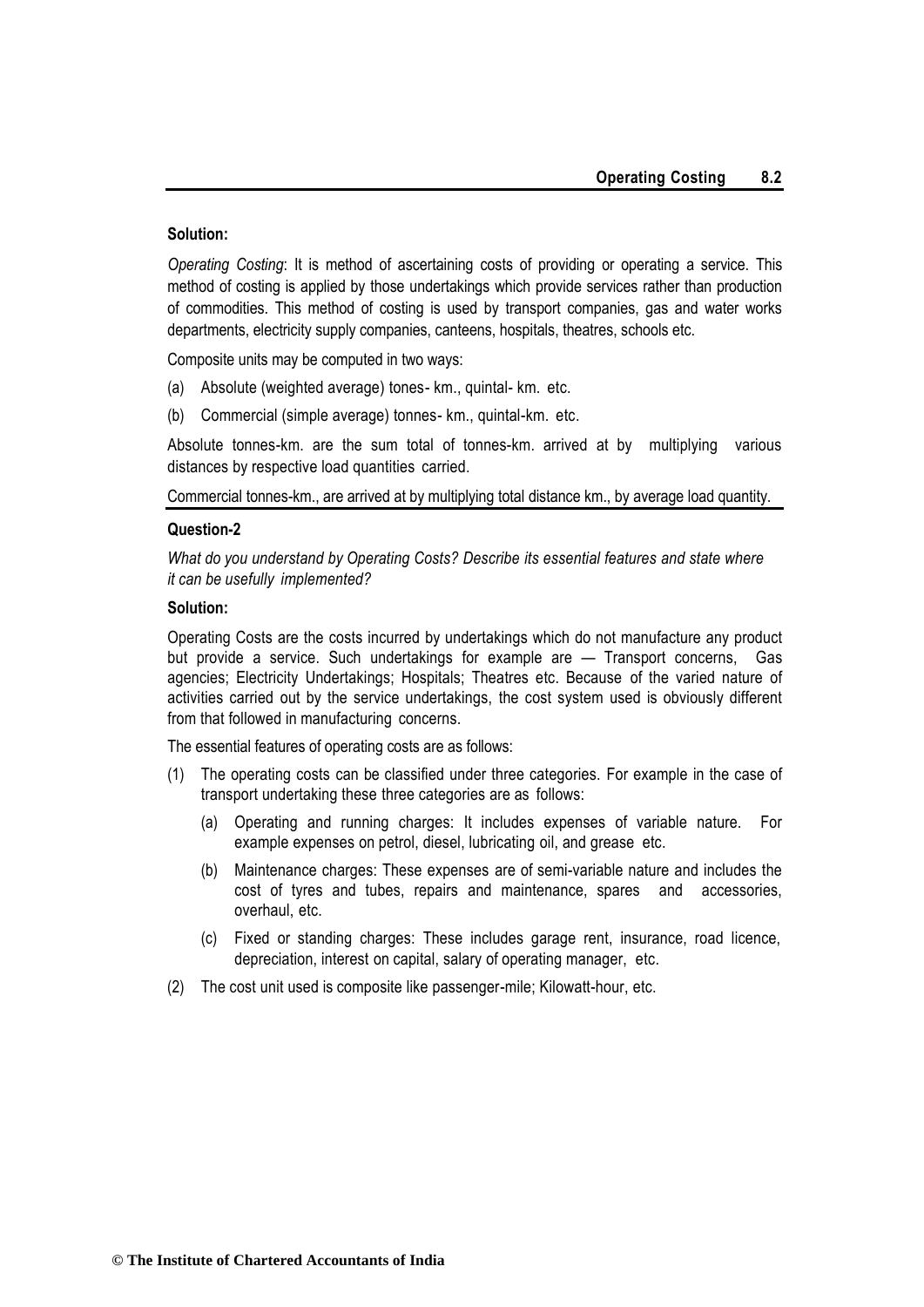**Solution:**

*Operating Costing*: It is method of ascertaining costs of providing or operating a service. This method of costing is applied by those undertakings which provide services rather than production of commodities. This method of costing is used by transport companies, gas and water works departments, electricity supply companies, canteens, hospitals, theatres, schools etc.

Composite units may be computed in two ways:

(a) Absolute (weighted average) tones- km., quintal- km. etc.

(b) Commercial (simple average) tonnes- km., quintal-km. etc.

Absolute tonnes-km. are the sum total of tonnes-km. arrived at by multiplying various distances by respective load quantities carried.

Commercial tonnes-km., are arrived at by multiplying total distance km., by average load quantity.

**Question-2**

*What do you understand by Operating Costs? Describe its essential features and state where it can be usefully implemented?*

**Solution:**

Operating Costs are the costs incurred by undertakings which do not manufacture any product but provide a service. Such undertakings for example are — Transport concerns, Gas agencies; Electricity Undertakings; Hospitals; Theatres etc. Because of the varied nature of activities carried out by the service undertakings, the cost system used is obviously different from that followed in manufacturing concerns.

The essential features of operating costs are as follows:

(1) The operating costs can be classified under three categories. For example in the case of transport undertaking these three categories are as follows:

   (a) Operating and running charges: It includes expenses of variable nature. For example expenses on petrol, diesel, lubricating oil, and grease etc.

   (b) Maintenance charges: These expenses are of semi-variable nature and includes the cost of tyres and tubes, repairs and maintenance, spares and accessories, overhaul, etc.

   (c) Fixed or standing charges: These includes garage rent, insurance, road licence, depreciation, interest on capital, salary of operating manager, etc.

(2) The cost unit used is composite like passenger-mile; Kilowatt-hour, etc.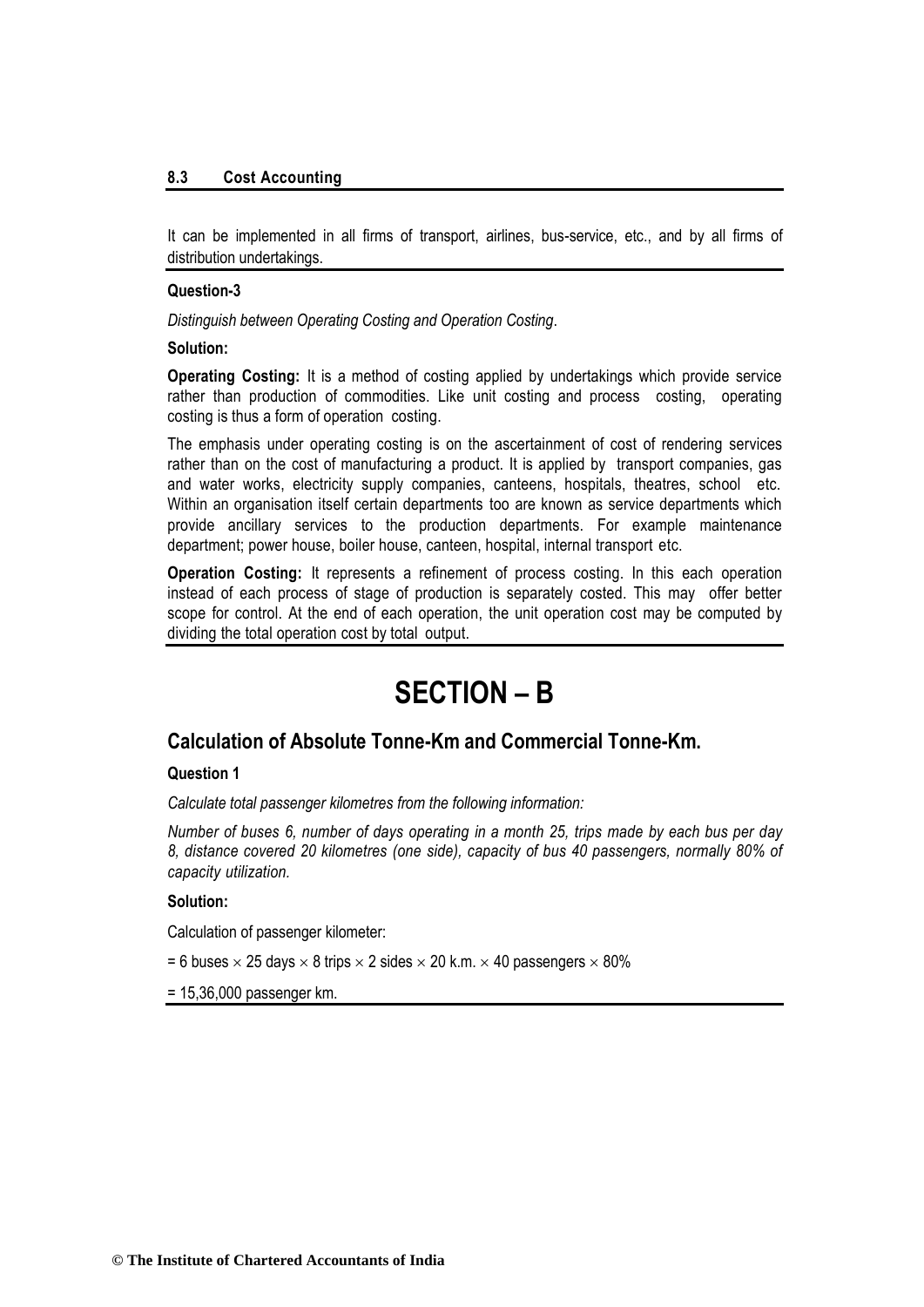It can be implemented in all firms of transport, airlines, bus-service, etc., and by all firms of distribution undertakings.

**Question-3**

*Distinguish between Operating Costing and Operation Costing*.

**Solution:**

**Operating Costing:** It is a method of costing applied by undertakings which provide service rather than production of commodities. Like unit costing and process costing, operating costing is thus a form of operation costing.

The emphasis under operating costing is on the ascertainment of cost of rendering services rather than on the cost of manufacturing a product. It is applied by transport companies, gas and water works, electricity supply companies, canteens, hospitals, theatres, school etc. Within an organisation itself certain departments too are known as service departments which provide ancillary services to the production departments. For example maintenance department; power house, boiler house, canteen, hospital, internal transport etc.

**Operation Costing:** It represents a refinement of process costing. In this each operation instead of each process of stage of production is separately costed. This may offer better scope for control. At the end of each operation, the unit operation cost may be computed by dividing the total operation cost by total output.

# SECTION – B

## Calculation of Absolute Tonne-Km and Commercial Tonne-Km.

**Question 1**

*Calculate total passenger kilometres from the following information:*

*Number of buses 6, number of days operating in a month 25, trips made by each bus per day 8, distance covered 20 kilometres (one side), capacity of bus 40 passengers, normally 80% of capacity utilization.*

**Solution:**

Calculation of passenger kilometer:

= 6 buses $\times$ 25 days $\times$ 8 trips $\times$ 2 sides $\times$ 20 k.m. $\times$ 40 passengers $\times$ 80%

= 15,36,000 passenger km.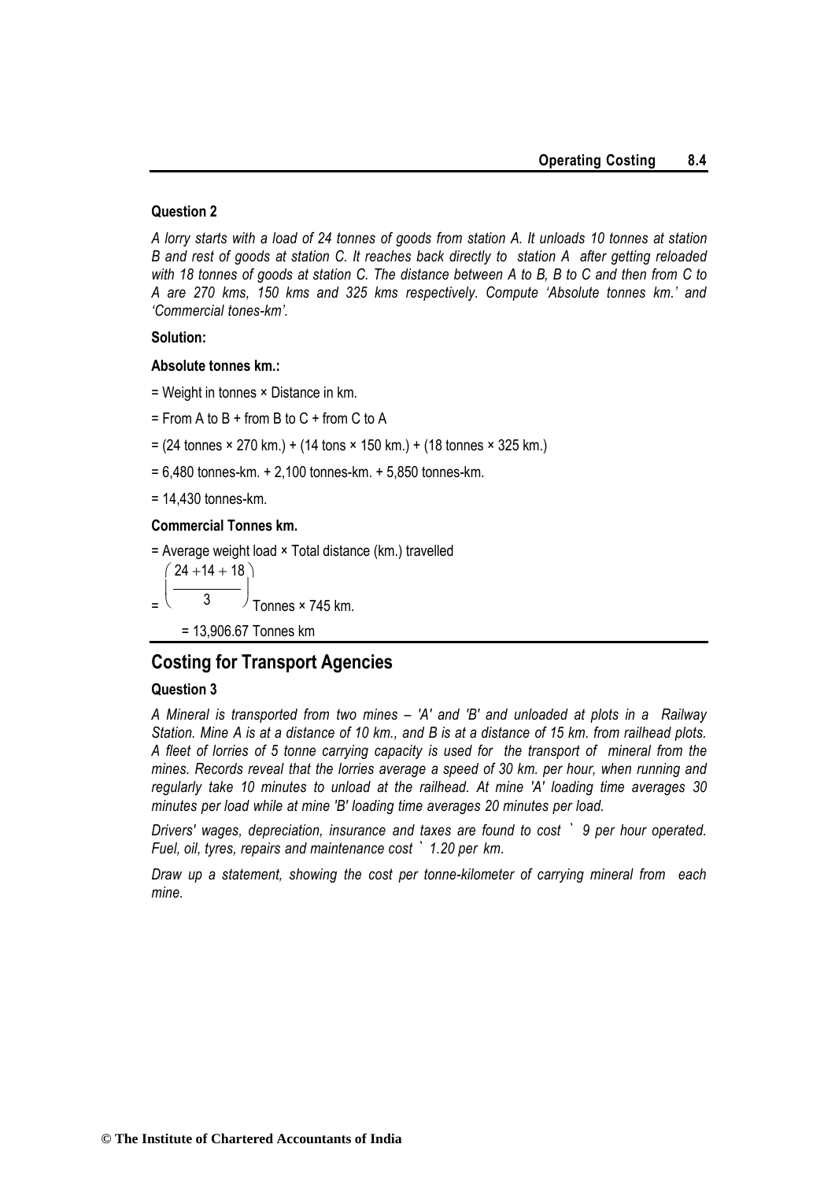### Question 2

*A lorry starts with a load of 24 tonnes of goods from station A. It unloads 10 tonnes at station B and rest of goods at station C. It reaches back directly to station A after getting reloaded with 18 tonnes of goods at station C. The distance between A to B, B to C and then from C to A are 270 kms, 150 kms and 325 kms respectively. Compute 'Absolute tonnes km.' and 'Commercial tones-km'.*

**Solution:**

**Absolute tonnes km.:**

= Weight in tonnes × Distance in km.

= From A to B + from B to C + from C to A

= (24 tonnes × 270 km.) + (14 tons × 150 km.) + (18 tonnes × 325 km.)

= 6,480 tonnes-km. + 2,100 tonnes-km. + 5,850 tonnes-km.

= 14,430 tonnes-km.

**Commercial Tonnes km.**

= Average weight load × Total distance (km.) travelled

$= \left(\frac{24 + 14 + 18}{3}\right)$ Tonnes × 745 km.

= 13,906.67 Tonnes km

## Costing for Transport Agencies

### Question 3

*A Mineral is transported from two mines – 'A' and 'B' and unloaded at plots in a Railway Station. Mine A is at a distance of 10 km., and B is at a distance of 15 km. from railhead plots. A fleet of lorries of 5 tonne carrying capacity is used for the transport of mineral from the mines. Records reveal that the lorries average a speed of 30 km. per hour, when running and regularly take 10 minutes to unload at the railhead. At mine 'A' loading time averages 30 minutes per load while at mine 'B' loading time averages 20 minutes per load.*

*Drivers' wages, depreciation, insurance and taxes are found to cost ` 9 per hour operated. Fuel, oil, tyres, repairs and maintenance cost ` 1.20 per km.*

*Draw up a statement, showing the cost per tonne-kilometer of carrying mineral from each mine.*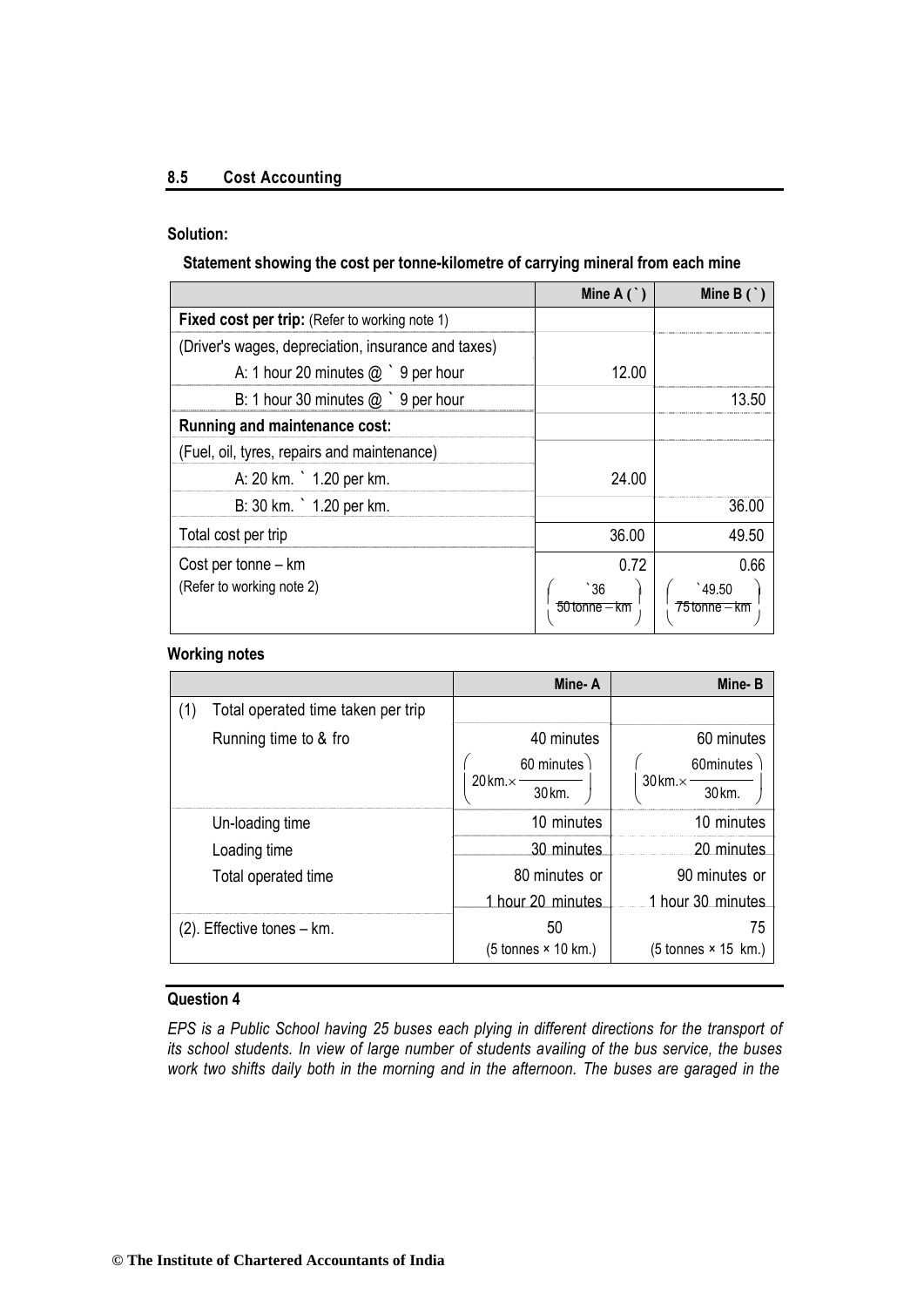**Solution:**

**Statement showing the cost per tonne-kilometre of carrying mineral from each mine**

| | Mine A (`) | Mine B (`) |
|---|---|---|
| **Fixed cost per trip:** (Refer to working note 1) | | |
| (Driver's wages, depreciation, insurance and taxes) | | |
| A: 1 hour 20 minutes @ ` 9 per hour | 12.00 | |
| B: 1 hour 30 minutes @ ` 9 per hour | | 13.50 |
| **Running and maintenance cost:** | | |
| (Fuel, oil, tyres, repairs and maintenance) | | |
| A: 20 km. ` 1.20 per km. | 24.00 | |
| B: 30 km. ` 1.20 per km. | | 36.00 |
| Total cost per trip | 36.00 | 49.50 |
| Cost per tonne – km (Refer to working note 2) | 0.72 $\left(\frac{`36}{50\text{ tonne} - \text{km}}\right)$ | 0.66 $\left(\frac{`49.50}{75\text{ tonne} - \text{km}}\right)$ |

**Working notes**

| | Mine- A | Mine- B |
|---|---|---|
| (1) Total operated time taken per trip | | |
| Running time to & fro | 40 minutes $\left(20\text{km.} \times \frac{60\text{ minutes}}{30\text{km.}}\right)$ | 60 minutes $\left(30\text{km.} \times \frac{60\text{minutes}}{30\text{km.}}\right)$ |
| Un-loading time | 10 minutes | 10 minutes |
| Loading time | 30 minutes | 20 minutes |
| Total operated time | 80 minutes or 1 hour 20 minutes | 90 minutes or 1 hour 30 minutes |
| (2). Effective tones – km. | 50 (5 tonnes × 10 km.) | 75 (5 tonnes × 15 km.) |

**Question 4**

*EPS is a Public School having 25 buses each plying in different directions for the transport of its school students. In view of large number of students availing of the bus service, the buses work two shifts daily both in the morning and in the afternoon. The buses are garaged in the*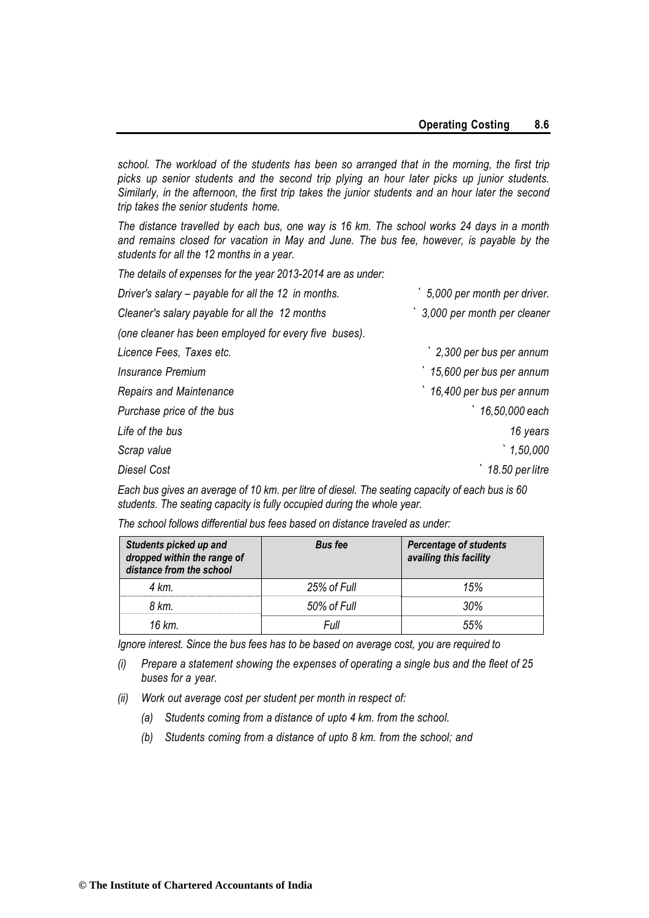*school. The workload of the students has been so arranged that in the morning, the first trip picks up senior students and the second trip plying an hour later picks up junior students. Similarly, in the afternoon, the first trip takes the junior students and an hour later the second trip takes the senior students home.*

*The distance travelled by each bus, one way is 16 km. The school works 24 days in a month and remains closed for vacation in May and June. The bus fee, however, is payable by the students for all the 12 months in a year.*

*The details of expenses for the year 2013-2014 are as under:*

| | |
|---|---|
| *Driver's salary – payable for all the 12 in months.* | *` 5,000 per month per driver.* |
| *Cleaner's salary payable for all the 12 months* | *` 3,000 per month per cleaner* |
| *(one cleaner has been employed for every five buses).* | |
| *Licence Fees, Taxes etc.* | *` 2,300 per bus per annum* |
| *Insurance Premium* | *` 15,600 per bus per annum* |
| *Repairs and Maintenance* | *` 16,400 per bus per annum* |
| *Purchase price of the bus* | *` 16,50,000 each* |
| *Life of the bus* | *16 years* |
| *Scrap value* | *` 1,50,000* |
| *Diesel Cost* | *` 18.50 per litre* |

*Each bus gives an average of 10 km. per litre of diesel. The seating capacity of each bus is 60 students. The seating capacity is fully occupied during the whole year.*

*The school follows differential bus fees based on distance traveled as under:*

| ***Students picked up and dropped within the range of distance from the school*** | ***Bus fee*** | ***Percentage of students availing this facility*** |
|---|---|---|
| *4 km.* | *25% of Full* | *15%* |
| *8 km.* | *50% of Full* | *30%* |
| *16 km.* | *Full* | *55%* |

*Ignore interest. Since the bus fees has to be based on average cost, you are required to*

*(i) Prepare a statement showing the expenses of operating a single bus and the fleet of 25 buses for a year.*

*(ii) Work out average cost per student per month in respect of:*

*(a) Students coming from a distance of upto 4 km. from the school.*

*(b) Students coming from a distance of upto 8 km. from the school; and*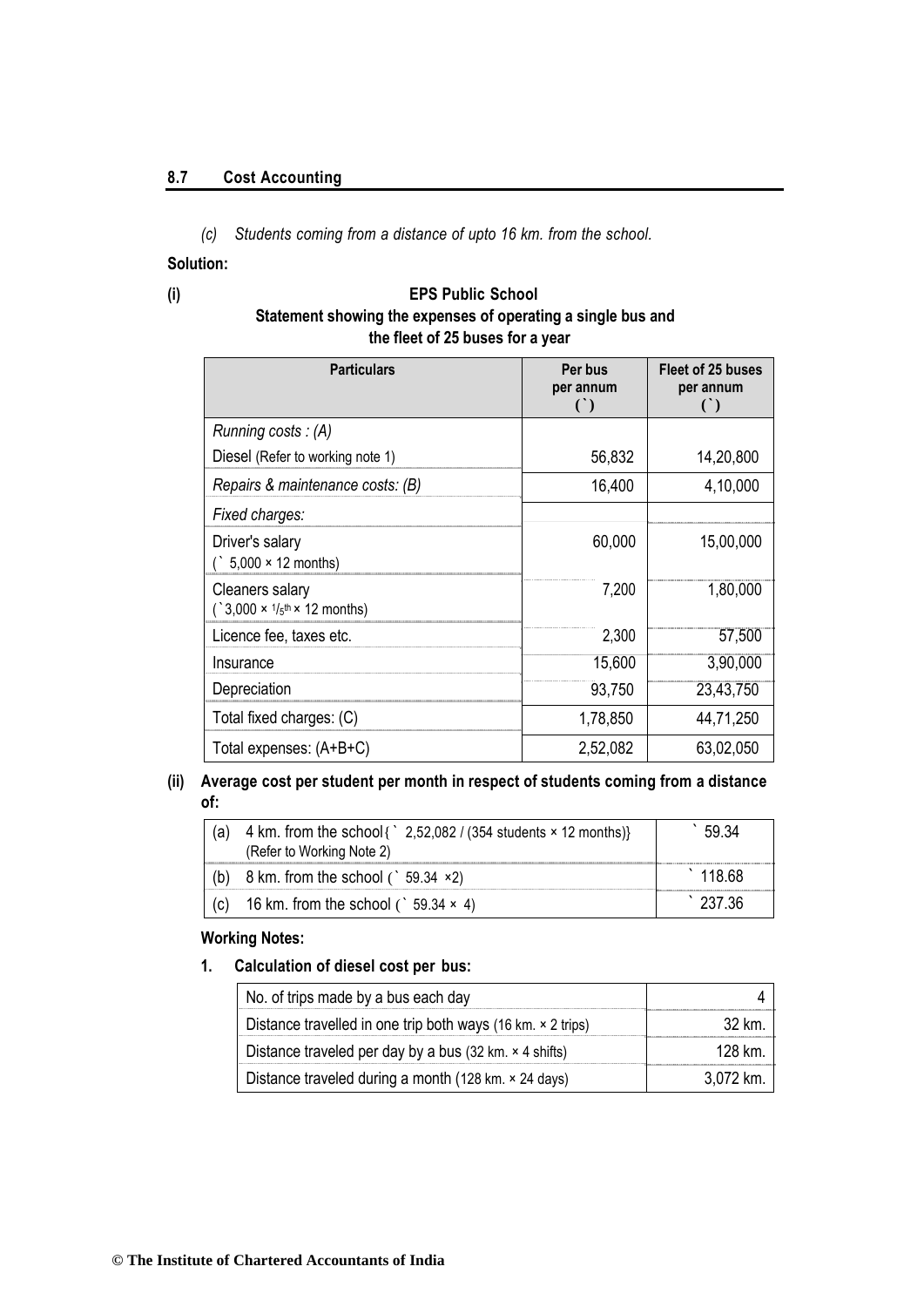(c) *Students coming from a distance of upto 16 km. from the school.*

**Solution:**

**(i)**

**EPS Public School**
**Statement showing the expenses of operating a single bus and the fleet of 25 buses for a year**

| Particulars | Per bus per annum (`) | Fleet of 25 buses per annum (`) |
|---|---|---|
| *Running costs : (A)* | | |
| Diesel (Refer to working note 1) | 56,832 | 14,20,800 |
| *Repairs & maintenance costs: (B)* | 16,400 | 4,10,000 |
| *Fixed charges:* | | |
| Driver's salary (` 5,000 × 12 months) | 60,000 | 15,00,000 |
| Cleaners salary (`3,000 × 1/5th × 12 months) | 7,200 | 1,80,000 |
| Licence fee, taxes etc. | 2,300 | 57,500 |
| Insurance | 15,600 | 3,90,000 |
| Depreciation | 93,750 | 23,43,750 |
| Total fixed charges: (C) | 1,78,850 | 44,71,250 |
| Total expenses: (A+B+C) | 2,52,082 | 63,02,050 |

**(ii) Average cost per student per month in respect of students coming from a distance of:**

| | | |
|---|---|---|
| (a) | 4 km. from the school {` 2,52,082 / (354 students × 12 months)} (Refer to Working Note 2) | ` 59.34 |
| (b) | 8 km. from the school (` 59.34 ×2) | ` 118.68 |
| (c) | 16 km. from the school (` 59.34 × 4) | ` 237.36 |

**Working Notes:**

**1. Calculation of diesel cost per bus:**

| | |
|---|---|
| No. of trips made by a bus each day | 4 |
| Distance travelled in one trip both ways (16 km. × 2 trips) | 32 km. |
| Distance traveled per day by a bus (32 km. × 4 shifts) | 128 km. |
| Distance traveled during a month (128 km. × 24 days) | 3,072 km. |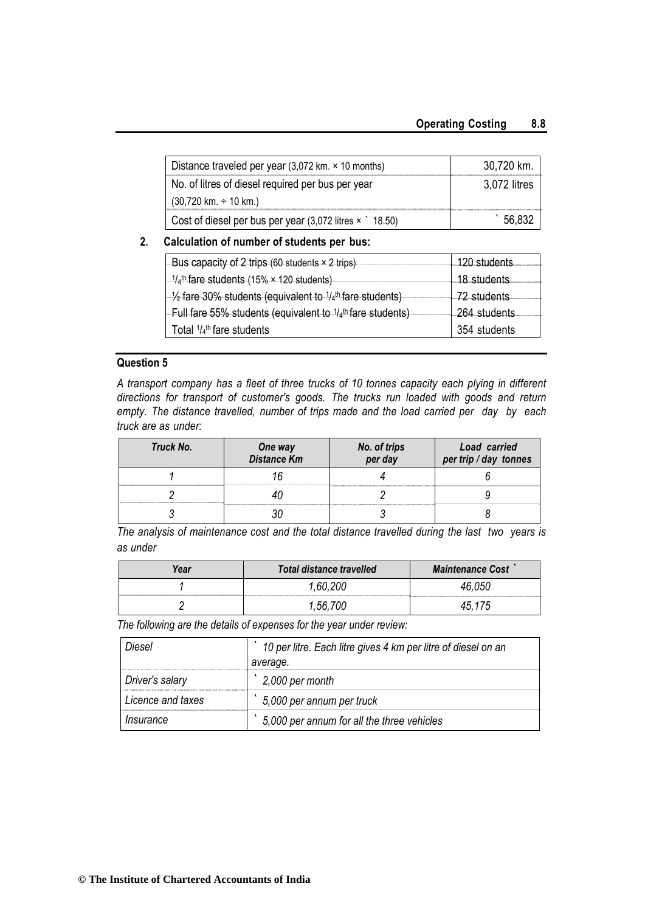| Distance traveled per year (3,072 km. × 10 months) | 30,720 km. |
|---|---|
| No. of litres of diesel required per bus per year (30,720 km. ÷ 10 km.) | 3,072 litres |
| Cost of diesel per bus per year (3,072 litres × ` 18.50) | ` 56,832 |

**2. Calculation of number of students per bus:**

| Bus capacity of 2 trips (60 students × 2 trips) | 120 students |
|---|---|
| $^1/_4$th fare students (15% × 120 students) | 18 students |
| ½ fare 30% students (equivalent to $^1/_4$th fare students) | 72 students |
| Full fare 55% students (equivalent to $^1/_4$th fare students) | 264 students |
| Total $^1/_4$th fare students | 354 students |

## Question 5

*A transport company has a fleet of three trucks of 10 tonnes capacity each plying in different directions for transport of customer's goods. The trucks run loaded with goods and return empty. The distance travelled, number of trips made and the load carried per day by each truck are as under:*

| Truck No. | One way Distance Km | No. of trips per day | Load carried per trip / day tonnes |
|---|---|---|---|
| 1 | 16 | 4 | 6 |
| 2 | 40 | 2 | 9 |
| 3 | 30 | 3 | 8 |

*The analysis of maintenance cost and the total distance travelled during the last two years is as under*

| Year | Total distance travelled | Maintenance Cost ` |
|---|---|---|
| 1 | 1,60,200 | 46,050 |
| 2 | 1,56,700 | 45,175 |

*The following are the details of expenses for the year under review:*

| Diesel | ` 10 per litre. Each litre gives 4 km per litre of diesel on an average. |
|---|---|
| Driver's salary | ` 2,000 per month |
| Licence and taxes | ` 5,000 per annum per truck |
| Insurance | ` 5,000 per annum for all the three vehicles |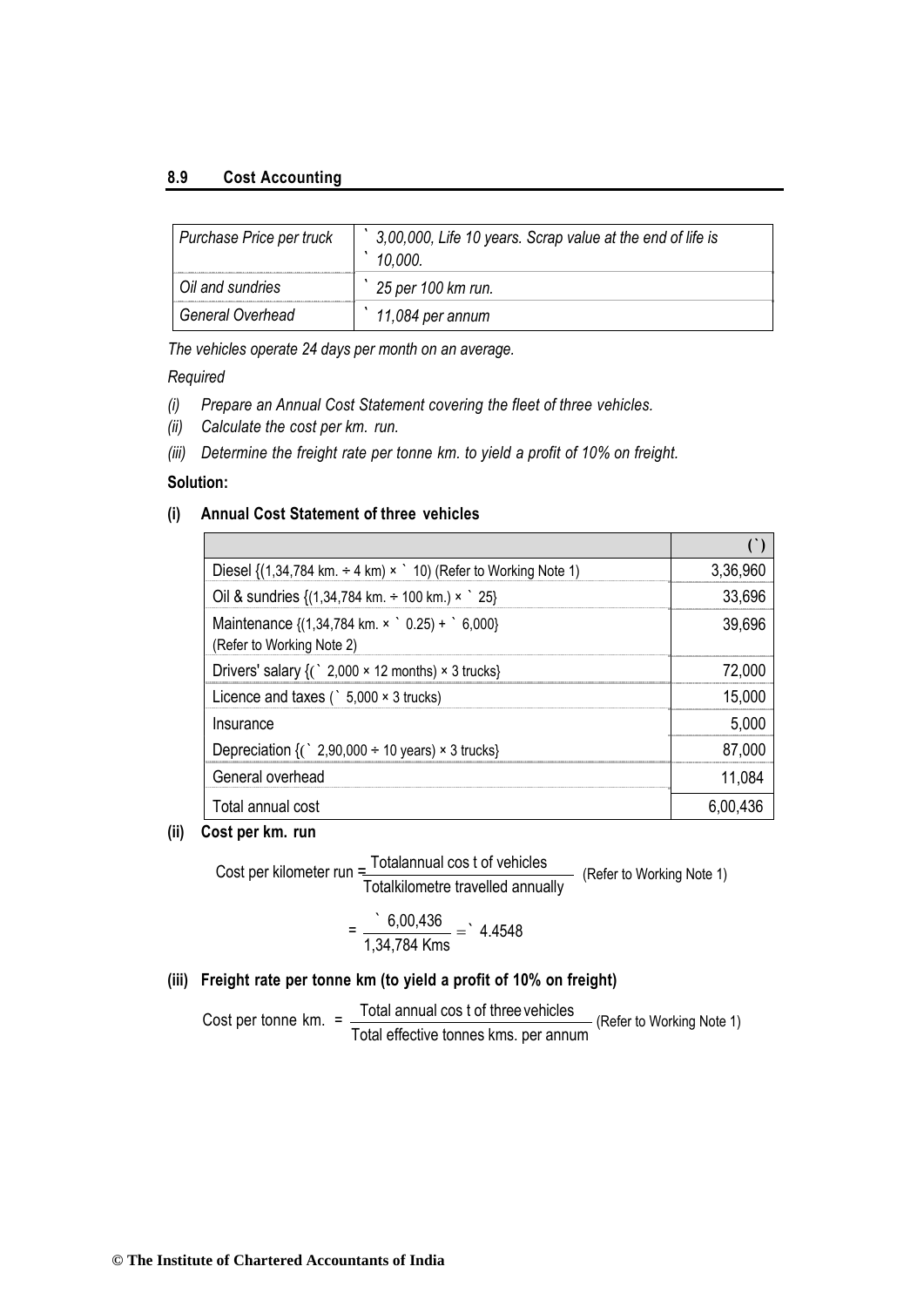| Purchase Price per truck | ` 3,00,000, Life 10 years. Scrap value at the end of life is ` 10,000. |
|---|---|
| Oil and sundries | ` 25 per 100 km run. |
| General Overhead | ` 11,084 per annum |

*The vehicles operate 24 days per month on an average.*

*Required*

*(i) Prepare an Annual Cost Statement covering the fleet of three vehicles.*

*(ii) Calculate the cost per km. run.*

*(iii) Determine the freight rate per tonne km. to yield a profit of 10% on freight.*

**Solution:**

**(i) Annual Cost Statement of three vehicles**

| | (`) |
|---|---|
| Diesel {(1,34,784 km. ÷ 4 km) × ` 10) (Refer to Working Note 1) | 3,36,960 |
| Oil & sundries {(1,34,784 km. ÷ 100 km.) × ` 25} | 33,696 |
| Maintenance {(1,34,784 km. × ` 0.25) + ` 6,000} (Refer to Working Note 2) | 39,696 |
| Drivers' salary {(` 2,000 × 12 months) × 3 trucks} | 72,000 |
| Licence and taxes (` 5,000 × 3 trucks) | 15,000 |
| Insurance | 5,000 |
| Depreciation {(` 2,90,000 ÷ 10 years) × 3 trucks} | 87,000 |
| General overhead | 11,084 |
| Total annual cost | 6,00,436 |

**(ii) Cost per km. run**

$$\text{Cost per kilometer run} = \frac{\text{Total annual cost of vehicles}}{\text{Total kilometre travelled annually}} \text{ (Refer to Working Note 1)}$$

$$= \frac{₹\ 6{,}00{,}436}{1{,}34{,}784 \text{ Kms}} = ₹\ 4.4548$$

**(iii) Freight rate per tonne km (to yield a profit of 10% on freight)**

$$\text{Cost per tonne km.} = \frac{\text{Total annual cost of three vehicles}}{\text{Total effective tonnes kms. per annum}} \text{ (Refer to Working Note 1)}$$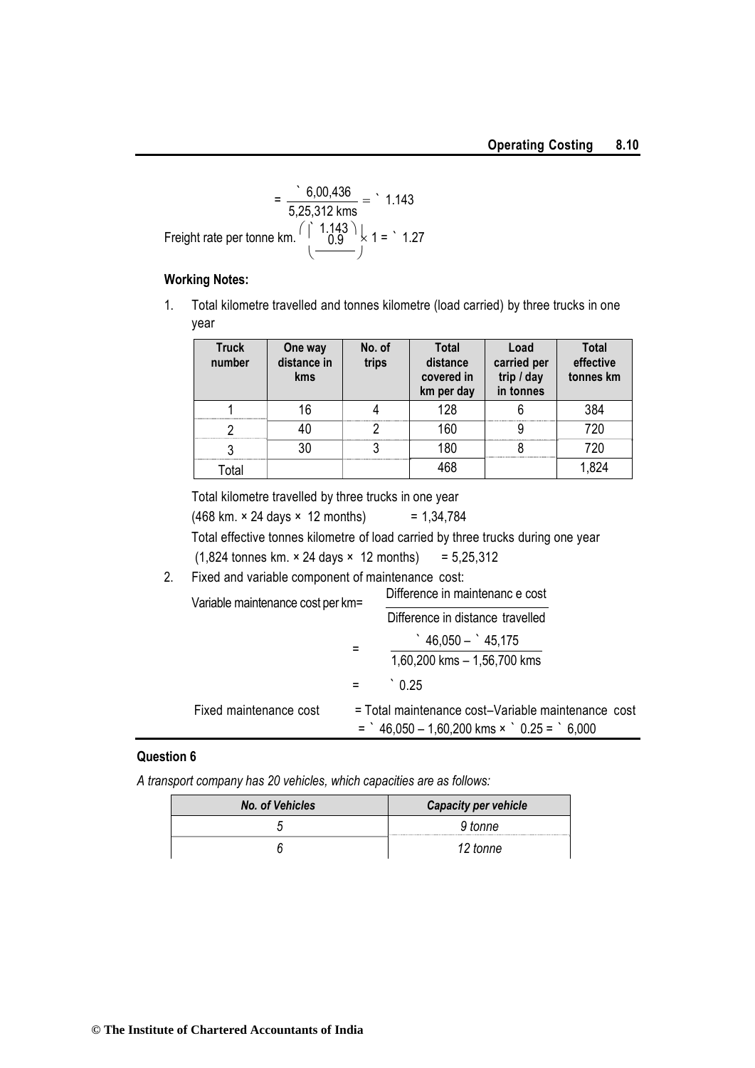$$= \frac{₹\ 6,00,436}{5,25,312 \text{ kms}} = ₹\ 1.143$$

Freight rate per tonne km. $\left(\frac{₹\ 1.143}{0.9}\right) \times 1 = ₹\ 1.27$

**Working Notes:**

1. Total kilometre travelled and tonnes kilometre (load carried) by three trucks in one year

| Truck number | One way distance in kms | No. of trips | Total distance covered in km per day | Load carried per trip / day in tonnes | Total effective tonnes km |
|---|---|---|---|---|---|
| 1 | 16 | 4 | 128 | 6 | 384 |
| 2 | 40 | 2 | 160 | 9 | 720 |
| 3 | 30 | 3 | 180 | 8 | 720 |
| Total | | | 468 | | 1,824 |

Total kilometre travelled by three trucks in one year

(468 km. × 24 days × 12 months) = 1,34,784

Total effective tonnes kilometre of load carried by three trucks during one year

(1,824 tonnes km. × 24 days × 12 months) = 5,25,312

2. Fixed and variable component of maintenance cost:

$$\text{Variable maintenance cost per km} = \frac{\text{Difference in maintenance cost}}{\text{Difference in distance travelled}}$$

$$= \frac{₹\ 46,050 - ₹\ 45,175}{1,60,200 \text{ kms} - 1,56,700 \text{ kms}}$$

$$= ₹\ 0.25$$

Fixed maintenance cost = Total maintenance cost–Variable maintenance cost

= ₹ 46,050 – 1,60,200 kms × ₹ 0.25 = ₹ 6,000

## Question 6

*A transport company has 20 vehicles, which capacities are as follows:*

| *No. of Vehicles* | *Capacity per vehicle* |
|---|---|
| *5* | *9 tonne* |
| *6* | *12 tonne* |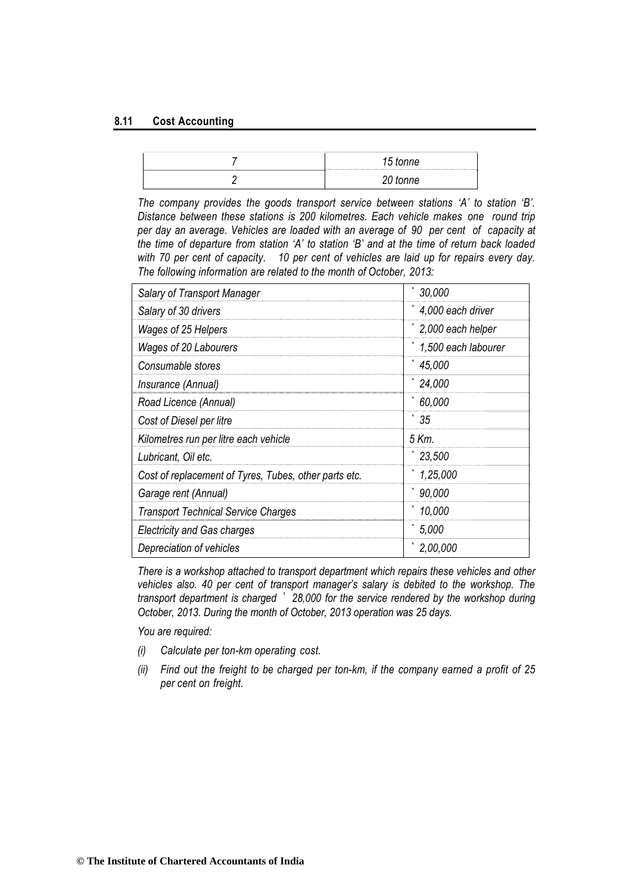| 7 | 15 tonne |
|---|---|
| 2 | 20 tonne |

*The company provides the goods transport service between stations 'A' to station 'B'. Distance between these stations is 200 kilometres. Each vehicle makes one round trip per day an average. Vehicles are loaded with an average of 90 per cent of capacity at the time of departure from station 'A' to station 'B' and at the time of return back loaded with 70 per cent of capacity. 10 per cent of vehicles are laid up for repairs every day. The following information are related to the month of October, 2013:*

| | |
|---|---|
| *Salary of Transport Manager* | *` 30,000* |
| *Salary of 30 drivers* | *` 4,000 each driver* |
| *Wages of 25 Helpers* | *` 2,000 each helper* |
| *Wages of 20 Labourers* | *` 1,500 each labourer* |
| *Consumable stores* | *` 45,000* |
| *Insurance (Annual)* | *` 24,000* |
| *Road Licence (Annual)* | *` 60,000* |
| *Cost of Diesel per litre* | *` 35* |
| *Kilometres run per litre each vehicle* | *5 Km.* |
| *Lubricant, Oil etc.* | *` 23,500* |
| *Cost of replacement of Tyres, Tubes, other parts etc.* | *` 1,25,000* |
| *Garage rent (Annual)* | *` 90,000* |
| *Transport Technical Service Charges* | *` 10,000* |
| *Electricity and Gas charges* | *` 5,000* |
| *Depreciation of vehicles* | *` 2,00,000* |

*There is a workshop attached to transport department which repairs these vehicles and other vehicles also. 40 per cent of transport manager's salary is debited to the workshop. The transport department is charged ` 28,000 for the service rendered by the workshop during October, 2013. During the month of October, 2013 operation was 25 days.*

*You are required:*

*(i) Calculate per ton-km operating cost.*

*(ii) Find out the freight to be charged per ton-km, if the company earned a profit of 25 per cent on freight.*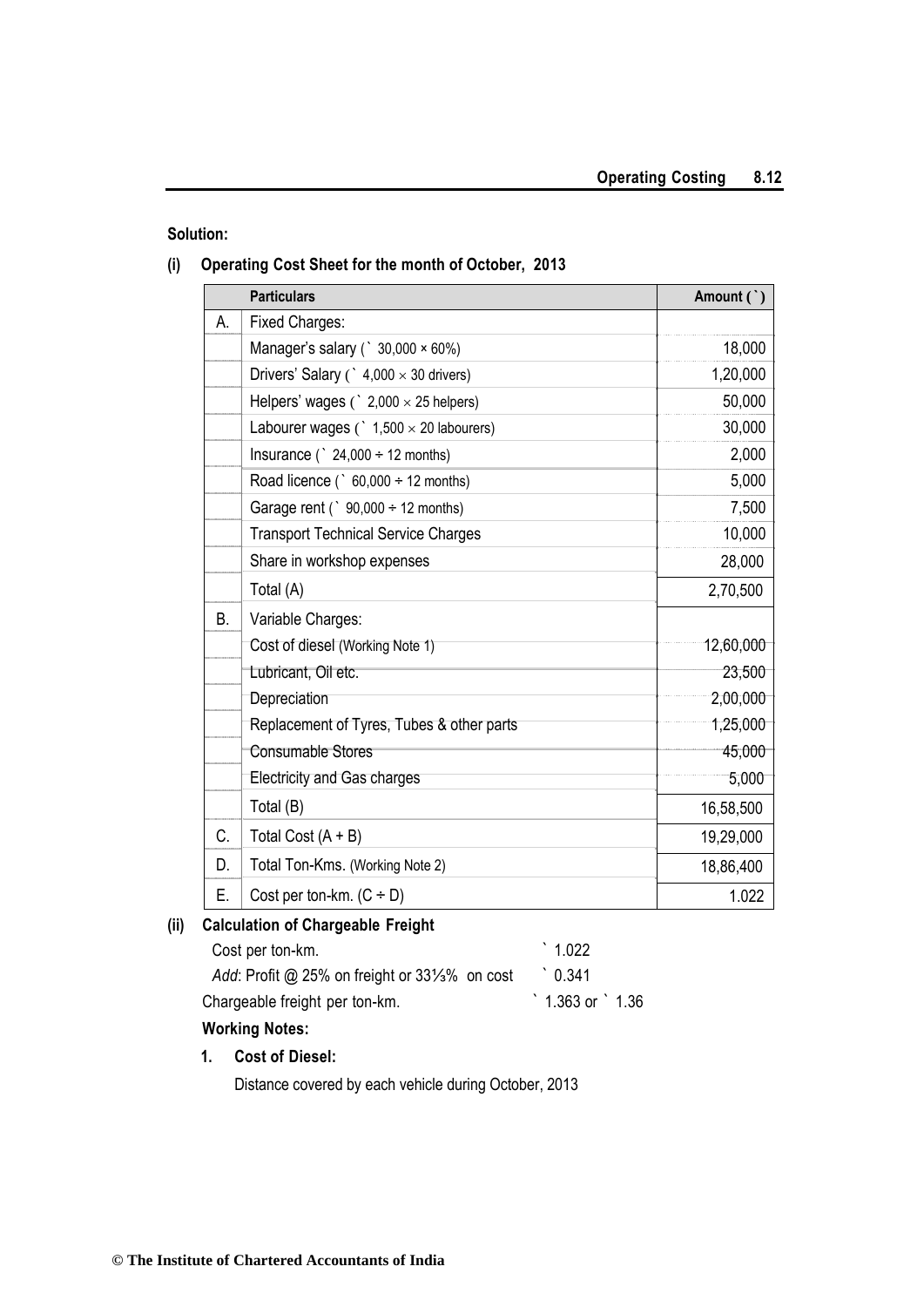**Solution:**

**(i) Operating Cost Sheet for the month of October, 2013**

| | Particulars | Amount (`) |
|---|---|---|
| A. | Fixed Charges: | |
| | Manager's salary (` 30,000 × 60%) | 18,000 |
| | Drivers' Salary (` 4,000 × 30 drivers) | 1,20,000 |
| | Helpers' wages (` 2,000 × 25 helpers) | 50,000 |
| | Labourer wages (` 1,500 × 20 labourers) | 30,000 |
| | Insurance (` 24,000 ÷ 12 months) | 2,000 |
| | Road licence (` 60,000 ÷ 12 months) | 5,000 |
| | Garage rent (` 90,000 ÷ 12 months) | 7,500 |
| | Transport Technical Service Charges | 10,000 |
| | Share in workshop expenses | 28,000 |
| | Total (A) | 2,70,500 |
| B. | Variable Charges: | |
| | Cost of diesel (Working Note 1) | 12,60,000 |
| | Lubricant, Oil etc. | 23,500 |
| | Depreciation | 2,00,000 |
| | Replacement of Tyres, Tubes & other parts | 1,25,000 |
| | Consumable Stores | 45,000 |
| | Electricity and Gas charges | 5,000 |
| | Total (B) | 16,58,500 |
| C. | Total Cost (A + B) | 19,29,000 |
| D. | Total Ton-Kms. (Working Note 2) | 18,86,400 |
| E. | Cost per ton-km. (C ÷ D) | 1.022 |

**(ii) Calculation of Chargeable Freight**

| | |
|---|---|
| Cost per ton-km. | ` 1.022 |
| *Add*: Profit @ 25% on freight or 33⅓% on cost | ` 0.341 |
| Chargeable freight per ton-km. | ` 1.363 or ` 1.36 |

**Working Notes:**

**1. Cost of Diesel:**

Distance covered by each vehicle during October, 2013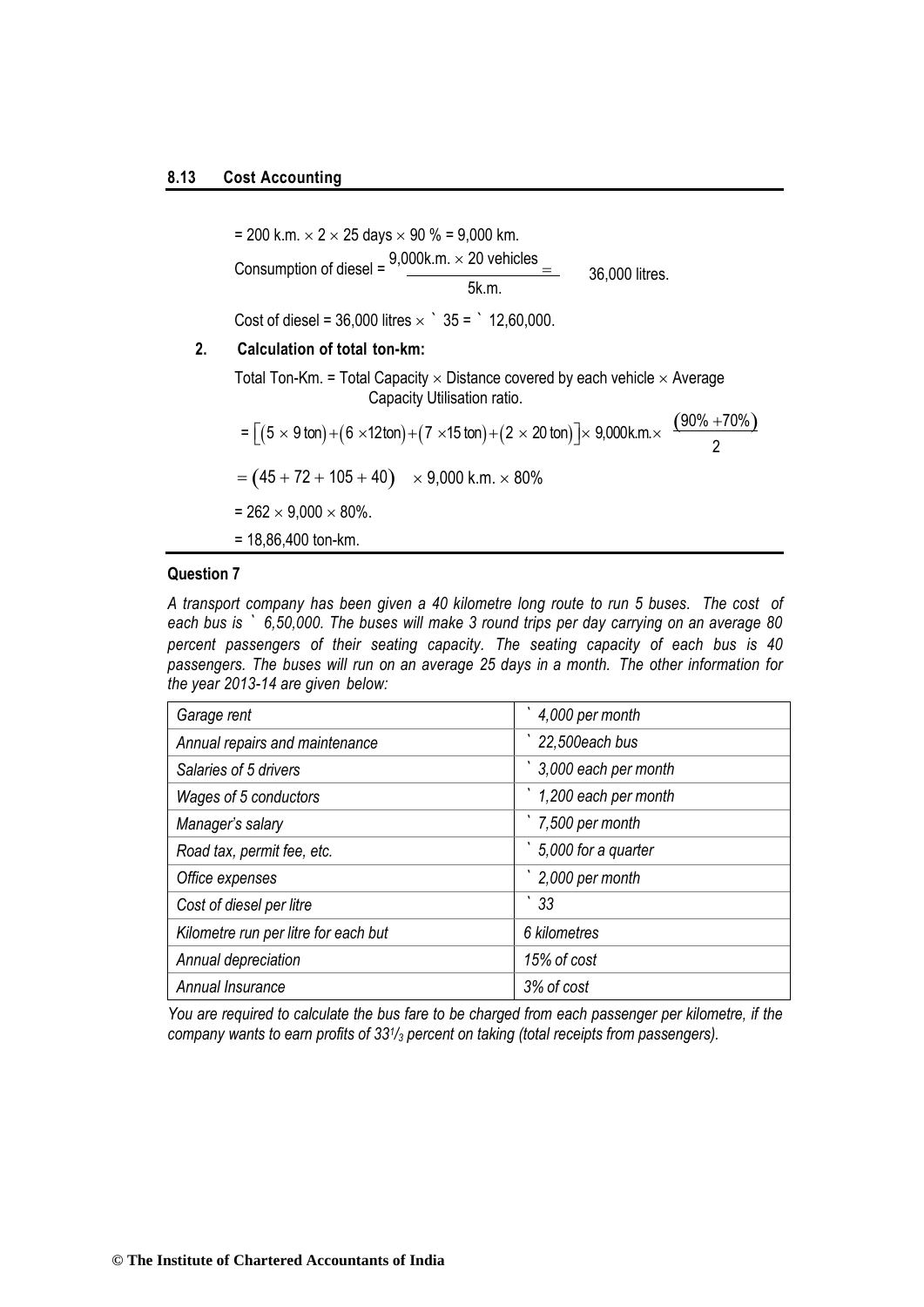= 200 k.m. × 2 × 25 days × 90 % = 9,000 km.

Consumption of diesel = $\frac{9{,}000\text{k.m.} \times 20 \text{ vehicles}}{5\text{k.m.}} =$ 36,000 litres.

Cost of diesel = 36,000 litres × ` 35 = ` 12,60,000.

**2. Calculation of total ton-km:**

Total Ton-Km. = Total Capacity × Distance covered by each vehicle × Average Capacity Utilisation ratio.

$$= \left[(5 \times 9 \text{ ton}) + (6 \times 12 \text{ ton}) + (7 \times 15 \text{ ton}) + (2 \times 20 \text{ ton})\right] \times 9{,}000\text{k.m.} \times \frac{(90\% + 70\%)}{2}$$

$$= (45 + 72 + 105 + 40) \times 9{,}000 \text{ k.m.} \times 80\%$$

= 262 × 9,000 × 80%.

= 18,86,400 ton-km.

### Question 7

*A transport company has been given a 40 kilometre long route to run 5 buses. The cost of each bus is ` 6,50,000. The buses will make 3 round trips per day carrying on an average 80 percent passengers of their seating capacity. The seating capacity of each bus is 40 passengers. The buses will run on an average 25 days in a month. The other information for the year 2013-14 are given below:*

| | |
|---|---|
| *Garage rent* | *` 4,000 per month* |
| *Annual repairs and maintenance* | *` 22,500each bus* |
| *Salaries of 5 drivers* | *` 3,000 each per month* |
| *Wages of 5 conductors* | *` 1,200 each per month* |
| *Manager's salary* | *` 7,500 per month* |
| *Road tax, permit fee, etc.* | *` 5,000 for a quarter* |
| *Office expenses* | *` 2,000 per month* |
| *Cost of diesel per litre* | *` 33* |
| *Kilometre run per litre for each but* | *6 kilometres* |
| *Annual depreciation* | *15% of cost* |
| *Annual Insurance* | *3% of cost* |

*You are required to calculate the bus fare to be charged from each passenger per kilometre, if the company wants to earn profits of 33$^1/_3$ percent on taking (total receipts from passengers).*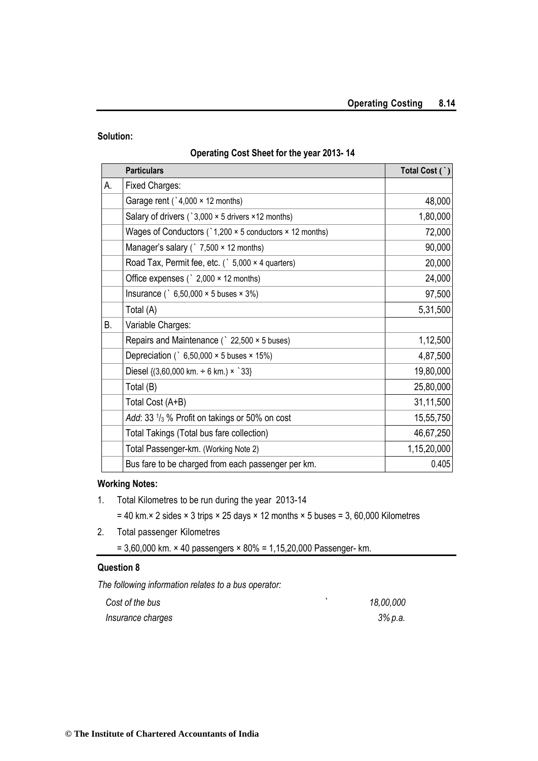**Solution:**

**Operating Cost Sheet for the year 2013- 14**

| | Particulars | Total Cost (`) |
|---|---|---|
| A. | Fixed Charges: | |
| | Garage rent (`4,000 × 12 months) | 48,000 |
| | Salary of drivers (`3,000 × 5 drivers ×12 months) | 1,80,000 |
| | Wages of Conductors (`1,200 × 5 conductors × 12 months) | 72,000 |
| | Manager's salary (` 7,500 × 12 months) | 90,000 |
| | Road Tax, Permit fee, etc. (` 5,000 × 4 quarters) | 20,000 |
| | Office expenses (` 2,000 × 12 months) | 24,000 |
| | Insurance (` 6,50,000 × 5 buses × 3%) | 97,500 |
| | Total (A) | 5,31,500 |
| B. | Variable Charges: | |
| | Repairs and Maintenance (` 22,500 × 5 buses) | 1,12,500 |
| | Depreciation (` 6,50,000 × 5 buses × 15%) | 4,87,500 |
| | Diesel {(3,60,000 km. ÷ 6 km.) × `33} | 19,80,000 |
| | Total (B) | 25,80,000 |
| | Total Cost (A+B) | 31,11,500 |
| | *Add*: 33 $^{1}/_{3}$ % Profit on takings or 50% on cost | 15,55,750 |
| | Total Takings (Total bus fare collection) | 46,67,250 |
| | Total Passenger-km. (Working Note 2) | 1,15,20,000 |
| | Bus fare to be charged from each passenger per km. | 0.405 |

**Working Notes:**

1. Total Kilometres to be run during the year 2013-14

   = 40 km.× 2 sides × 3 trips × 25 days × 12 months × 5 buses = 3, 60,000 Kilometres

2. Total passenger Kilometres

   = 3,60,000 km. × 40 passengers × 80% = 1,15,20,000 Passenger- km.

**Question 8**

*The following information relates to a bus operator:*

| | | |
|---|---|---|
| *Cost of the bus* | ` | *18,00,000* |
| *Insurance charges* | | *3% p.a.* |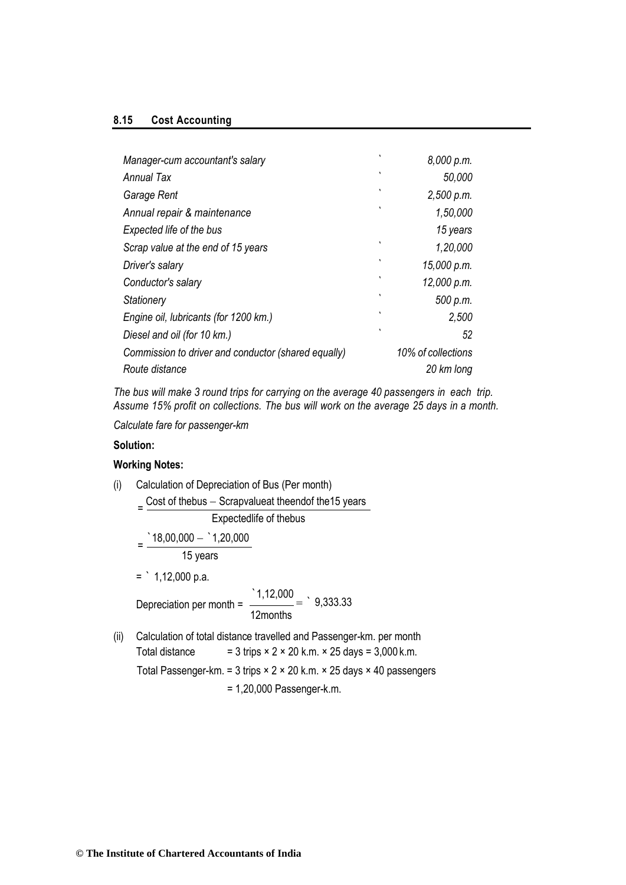| | | |
|---|---|---|
| *Manager-cum accountant's salary* | ` | *8,000 p.m.* |
| *Annual Tax* | ` | *50,000* |
| *Garage Rent* | ` | *2,500 p.m.* |
| *Annual repair & maintenance* | ` | *1,50,000* |
| *Expected life of the bus* | | *15 years* |
| *Scrap value at the end of 15 years* | ` | *1,20,000* |
| *Driver's salary* | ` | *15,000 p.m.* |
| *Conductor's salary* | ` | *12,000 p.m.* |
| *Stationery* | ` | *500 p.m.* |
| *Engine oil, lubricants (for 1200 km.)* | ` | *2,500* |
| *Diesel and oil (for 10 km.)* | ` | *52* |
| *Commission to driver and conductor (shared equally)* | | *10% of collections* |
| *Route distance* | | *20 km long* |

*The bus will make 3 round trips for carrying on the average 40 passengers in each trip. Assume 15% profit on collections. The bus will work on the average 25 days in a month.*

*Calculate fare for passenger-km*

**Solution:**

**Working Notes:**

(i) Calculation of Depreciation of Bus (Per month)

$$= \frac{\text{Cost of the bus} - \text{Scrap value at the end of the 15 years}}{\text{Expected life of the bus}}$$

$$= \frac{`18{,}00{,}000 - `1{,}20{,}000}{15 \text{ years}}$$

$= `\ 1,12,000$ p.a.

$$\text{Depreciation per month} = \frac{`1{,}12{,}000}{12 \text{months}} = `\ 9{,}333.33$$

(ii) Calculation of total distance travelled and Passenger-km. per month

Total distance = 3 trips × 2 × 20 k.m. × 25 days = 3,000 k.m.

Total Passenger-km. = 3 trips × 2 × 20 k.m. × 25 days × 40 passengers

= 1,20,000 Passenger-k.m.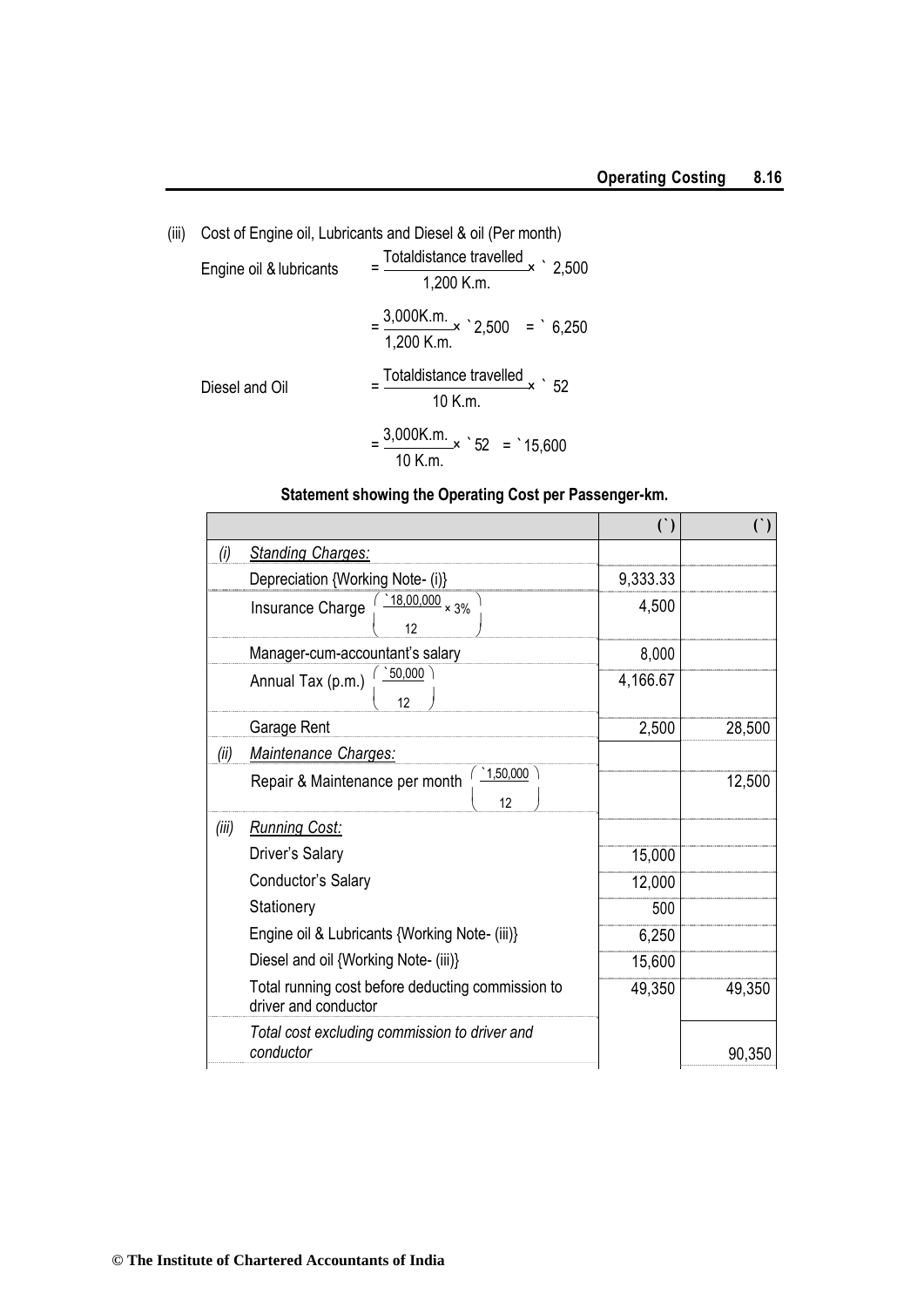(iii) Cost of Engine oil, Lubricants and Diesel & oil (Per month)

Engine oil & lubricants $= \frac{\text{Total distance travelled}}{1,200 \text{ K.m.}} \times ` 2,500$

$= \frac{3,000 \text{K.m.}}{1,200 \text{ K.m.}} \times ` 2,500 = ` 6,250$

Diesel and Oil $= \frac{\text{Total distance travelled}}{10 \text{ K.m.}} \times ` 52$

$= \frac{3,000 \text{K.m.}}{10 \text{ K.m.}} \times ` 52 = ` 15,600$

**Statement showing the Operating Cost per Passenger-km.**

| | | (`) | (`) |
|---|---|---|---|
| *(i)* | *Standing Charges:* | | |
| | Depreciation {Working Note- (i)} | 9,333.33 | |
| | Insurance Charge $\left(\frac{`18,00,000 \times 3\%}{12}\right)$ | 4,500 | |
| | Manager-cum-accountant's salary | 8,000 | |
| | Annual Tax (p.m.) $\left(\frac{`50,000}{12}\right)$ | 4,166.67 | |
| | Garage Rent | 2,500 | 28,500 |
| *(ii)* | *Maintenance Charges:* | | |
| | Repair & Maintenance per month $\left(\frac{`1,50,000}{12}\right)$ | | 12,500 |
| *(iii)* | *Running Cost:* | | |
| | Driver's Salary | 15,000 | |
| | Conductor's Salary | 12,000 | |
| | Stationery | 500 | |
| | Engine oil & Lubricants {Working Note- (iii)} | 6,250 | |
| | Diesel and oil {Working Note- (iii)} | 15,600 | |
| | Total running cost before deducting commission to driver and conductor | 49,350 | 49,350 |
| | *Total cost excluding commission to driver and conductor* | | 90,350 |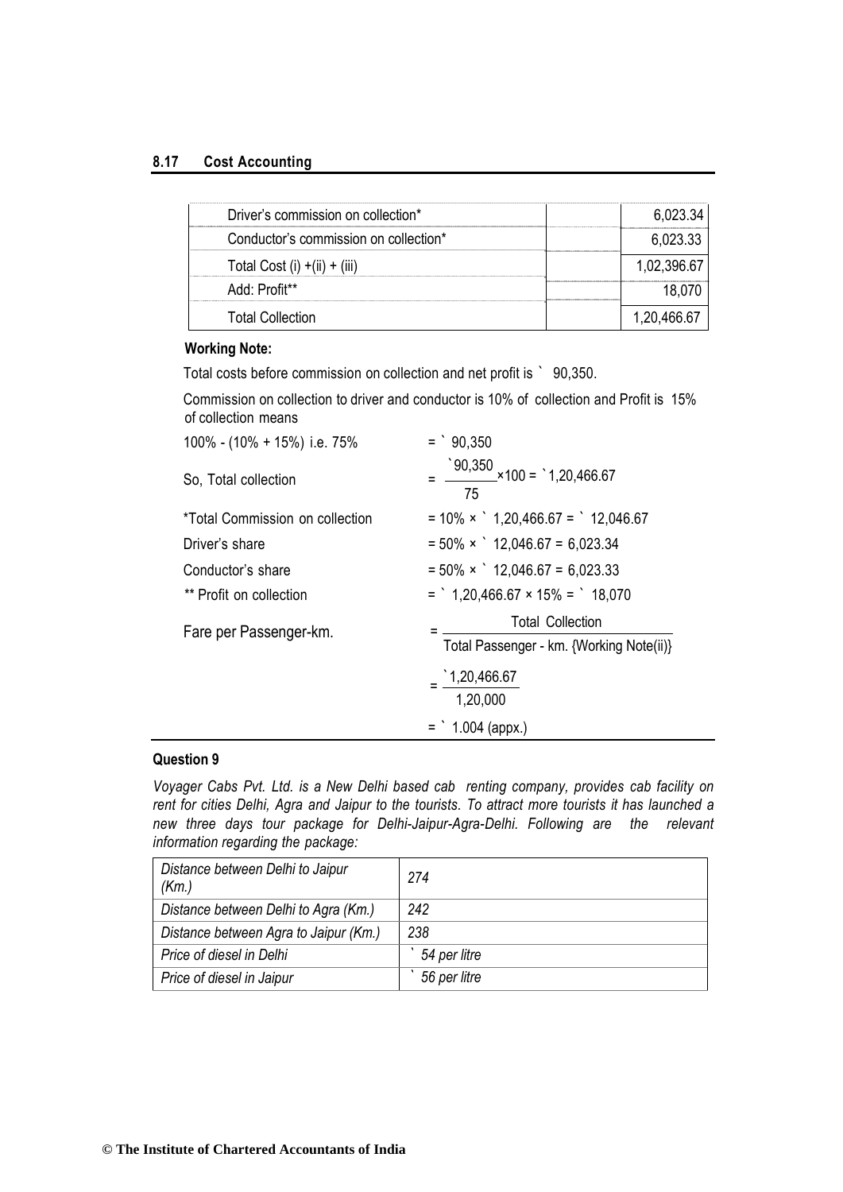| | | |
|---|---|---|
| Driver's commission on collection* | | 6,023.34 |
| Conductor's commission on collection* | | 6,023.33 |
| Total Cost (i) +(ii) + (iii) | | 1,02,396.67 |
| Add: Profit** | | 18,070 |
| Total Collection | | 1,20,466.67 |

**Working Note:**

Total costs before commission on collection and net profit is ` 90,350.

Commission on collection to driver and conductor is 10% of collection and Profit is 15% of collection means

| | |
|---|---|
| 100% - (10% + 15%) i.e. 75% | = ` 90,350 |
| So, Total collection | $= \frac{`90,350}{75} \times 100 =$ `1,20,466.67 |
| *Total Commission on collection | = 10% × ` 1,20,466.67 = ` 12,046.67 |
| Driver's share | = 50% × ` 12,046.67 = 6,023.34 |
| Conductor's share | = 50% × ` 12,046.67 = 6,023.33 |
| ** Profit on collection | = ` 1,20,466.67 × 15% = ` 18,070 |
| Fare per Passenger-km. | $= \frac{\text{Total Collection}}{\text{Total Passenger - km. \{Working Note(ii)\}}}$ |
| | $= \frac{`1,20,466.67}{1,20,000}$ |
| | = ` 1.004 (appx.) |

### Question 9

*Voyager Cabs Pvt. Ltd. is a New Delhi based cab renting company, provides cab facility on rent for cities Delhi, Agra and Jaipur to the tourists. To attract more tourists it has launched a new three days tour package for Delhi-Jaipur-Agra-Delhi. Following are the relevant information regarding the package:*

| | |
|---|---|
| *Distance between Delhi to Jaipur (Km.)* | *274* |
| *Distance between Delhi to Agra (Km.)* | *242* |
| *Distance between Agra to Jaipur (Km.)* | *238* |
| *Price of diesel in Delhi* | *` 54 per litre* |
| *Price of diesel in Jaipur* | *` 56 per litre* |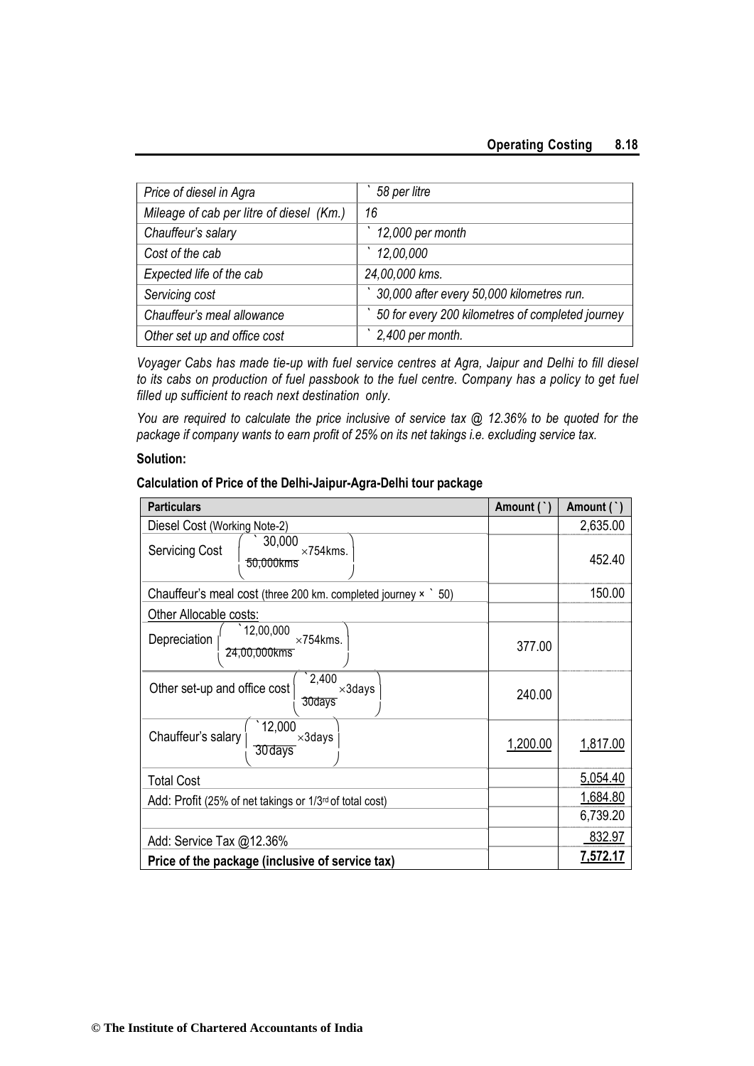| | |
|---|---|
| *Price of diesel in Agra* | *` 58 per litre* |
| *Mileage of cab per litre of diesel (Km.)* | *16* |
| *Chauffeur's salary* | *` 12,000 per month* |
| *Cost of the cab* | *` 12,00,000* |
| *Expected life of the cab* | *24,00,000 kms.* |
| *Servicing cost* | *` 30,000 after every 50,000 kilometres run.* |
| *Chauffeur's meal allowance* | *` 50 for every 200 kilometres of completed journey* |
| *Other set up and office cost* | *` 2,400 per month.* |

*Voyager Cabs has made tie-up with fuel service centres at Agra, Jaipur and Delhi to fill diesel to its cabs on production of fuel passbook to the fuel centre. Company has a policy to get fuel filled up sufficient to reach next destination only.*

*You are required to calculate the price inclusive of service tax @ 12.36% to be quoted for the package if company wants to earn profit of 25% on its net takings i.e. excluding service tax.*

**Solution:**

**Calculation of Price of the Delhi-Jaipur-Agra-Delhi tour package**

| **Particulars** | **Amount (`)** | **Amount (`)** |
|---|---|---|
| Diesel Cost (Working Note-2) | | 2,635.00 |
| Servicing Cost $\left(\frac{\text{` } 30{,}000}{50{,}000\text{kms}} \times 754\text{kms.}\right)$ | | 452.40 |
| Chauffeur's meal cost (three 200 km. completed journey × ` 50) | | 150.00 |
| Other Allocable costs: | | |
| Depreciation $\left(\frac{\text{` } 12{,}00{,}000}{24{,}00{,}000\text{kms}} \times 754\text{kms.}\right)$ | 377.00 | |
| Other set-up and office cost $\left(\frac{\text{` } 2{,}400}{30\text{days}} \times 3\text{days}\right)$ | 240.00 | |
| Chauffeur's salary $\left(\frac{\text{` } 12{,}000}{30\text{days}} \times 3\text{days}\right)$ | 1,200.00 | 1,817.00 |
| Total Cost | | 5,054.40 |
| Add: Profit (25% of net takings or 1/3rd of total cost) | | 1,684.80 |
| | | 6,739.20 |
| Add: Service Tax @12.36% | | 832.97 |
| **Price of the package (inclusive of service tax)** | | **7,572.17** |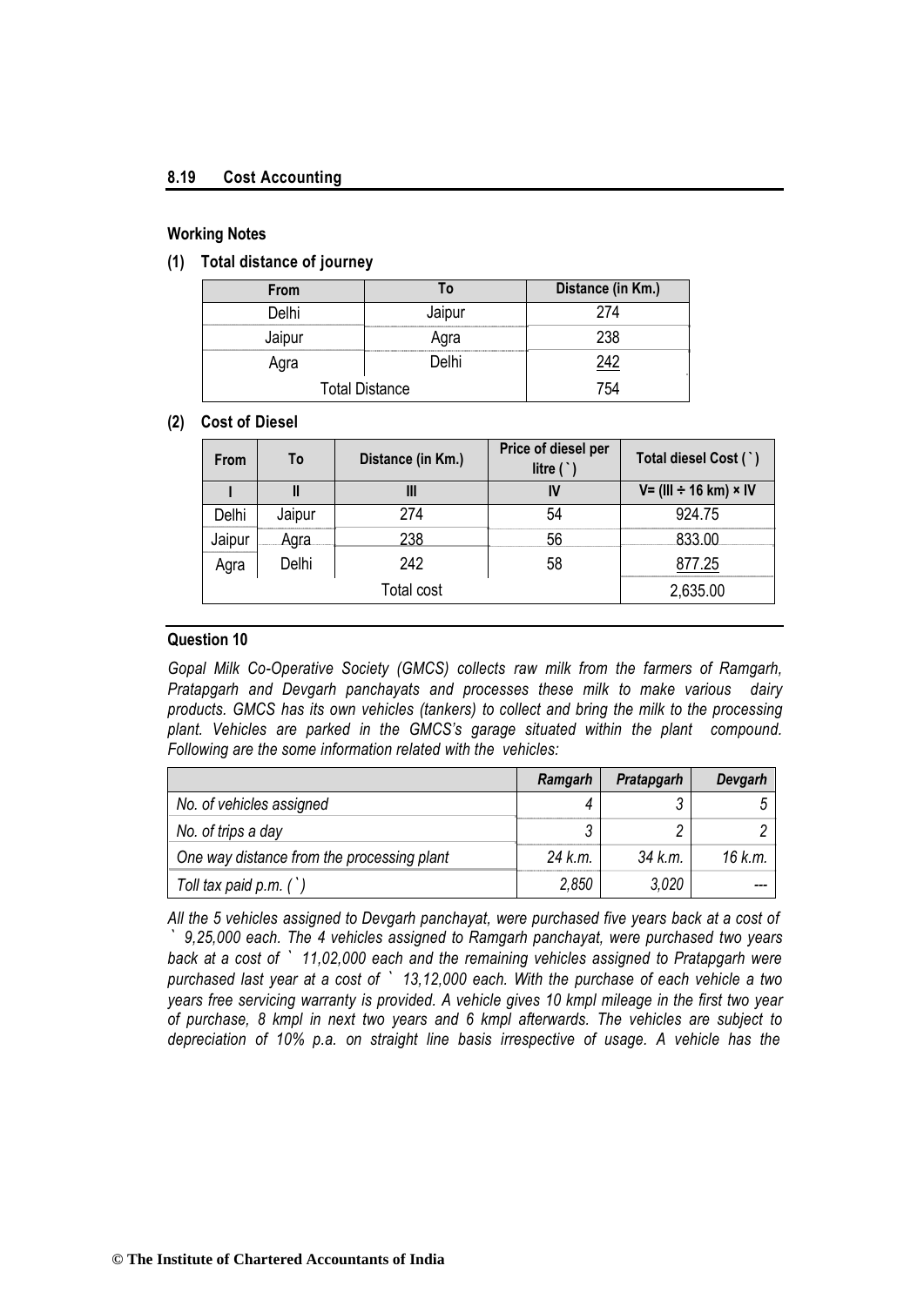## Working Notes

### (1) Total distance of journey

| From | To | Distance (in Km.) |
|---|---|---|
| Delhi | Jaipur | 274 |
| Jaipur | Agra | 238 |
| Agra | Delhi | 242 |
| Total Distance | | 754 |

### (2) Cost of Diesel

| From | To | Distance (in Km.) | Price of diesel per litre (`) | Total diesel Cost (`) |
|---|---|---|---|---|
| I | II | III | IV | V= (III ÷ 16 km) × IV |
| Delhi | Jaipur | 274 | 54 | 924.75 |
| Jaipur | Agra | 238 | 56 | 833.00 |
| Agra | Delhi | 242 | 58 | 877.25 |
| Total cost | | | | 2,635.00 |

## Question 10

*Gopal Milk Co-Operative Society (GMCS) collects raw milk from the farmers of Ramgarh, Pratapgarh and Devgarh panchayats and processes these milk to make various dairy products. GMCS has its own vehicles (tankers) to collect and bring the milk to the processing plant. Vehicles are parked in the GMCS's garage situated within the plant compound. Following are the some information related with the vehicles:*

| | Ramgarh | Pratapgarh | Devgarh |
|---|---|---|---|
| No. of vehicles assigned | 4 | 3 | 5 |
| No. of trips a day | 3 | 2 | 2 |
| One way distance from the processing plant | 24 k.m. | 34 k.m. | 16 k.m. |
| Toll tax paid p.m. (`) | 2,850 | 3,020 | --- |

*All the 5 vehicles assigned to Devgarh panchayat, were purchased five years back at a cost of ` 9,25,000 each. The 4 vehicles assigned to Ramgarh panchayat, were purchased two years back at a cost of ` 11,02,000 each and the remaining vehicles assigned to Pratapgarh were purchased last year at a cost of ` 13,12,000 each. With the purchase of each vehicle a two years free servicing warranty is provided. A vehicle gives 10 kmpl mileage in the first two year of purchase, 8 kmpl in next two years and 6 kmpl afterwards. The vehicles are subject to depreciation of 10% p.a. on straight line basis irrespective of usage. A vehicle has the*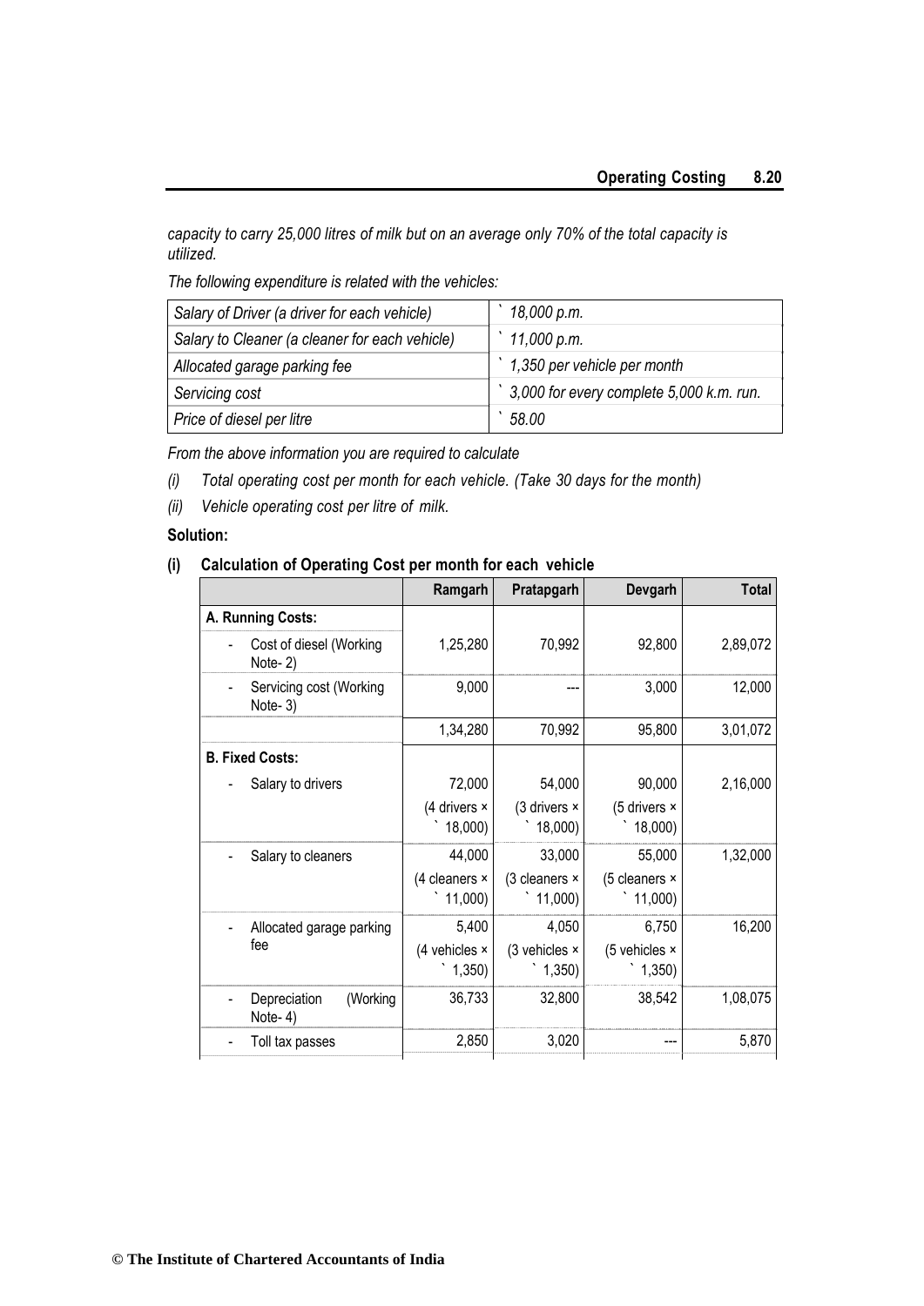*capacity to carry 25,000 litres of milk but on an average only 70% of the total capacity is utilized.*

*The following expenditure is related with the vehicles:*

| *Salary of Driver (a driver for each vehicle)* | *` 18,000 p.m.* |
|---|---|
| *Salary to Cleaner (a cleaner for each vehicle)* | *` 11,000 p.m.* |
| *Allocated garage parking fee* | *` 1,350 per vehicle per month* |
| *Servicing cost* | *` 3,000 for every complete 5,000 k.m. run.* |
| *Price of diesel per litre* | *` 58.00* |

*From the above information you are required to calculate*

*(i) Total operating cost per month for each vehicle. (Take 30 days for the month)*

*(ii) Vehicle operating cost per litre of milk.*

**Solution:**

**(i) Calculation of Operating Cost per month for each vehicle**

| | Ramgarh | Pratapgarh | Devgarh | Total |
|---|---|---|---|---|
| **A. Running Costs:** | | | | |
| - Cost of diesel (Working Note- 2) | 1,25,280 | 70,992 | 92,800 | 2,89,072 |
| - Servicing cost (Working Note- 3) | 9,000 | --- | 3,000 | 12,000 |
| | 1,34,280 | 70,992 | 95,800 | 3,01,072 |
| **B. Fixed Costs:** | | | | |
| - Salary to drivers | 72,000 (4 drivers × ` 18,000) | 54,000 (3 drivers × ` 18,000) | 90,000 (5 drivers × ` 18,000) | 2,16,000 |
| - Salary to cleaners | 44,000 (4 cleaners × ` 11,000) | 33,000 (3 cleaners × ` 11,000) | 55,000 (5 cleaners × ` 11,000) | 1,32,000 |
| - Allocated garage parking fee | 5,400 (4 vehicles × ` 1,350) | 4,050 (3 vehicles × ` 1,350) | 6,750 (5 vehicles × ` 1,350) | 16,200 |
| - Depreciation (Working Note- 4) | 36,733 | 32,800 | 38,542 | 1,08,075 |
| - Toll tax passes | 2,850 | 3,020 | --- | 5,870 |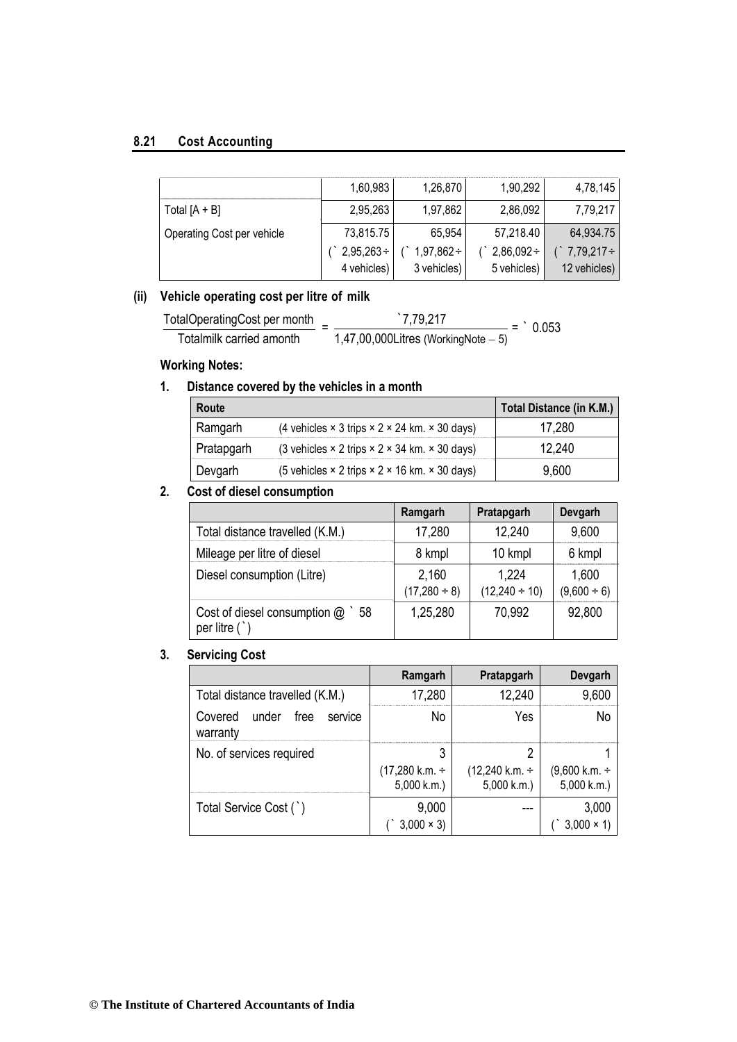| | | | | |
|---|---|---|---|---|
| | 1,60,983 | 1,26,870 | 1,90,292 | 4,78,145 |
| Total [A + B] | 2,95,263 | 1,97,862 | 2,86,092 | 7,79,217 |
| Operating Cost per vehicle | 73,815.75 (` 2,95,263 ÷ 4 vehicles) | 65,954 (` 1,97,862 ÷ 3 vehicles) | 57,218.40 (` 2,86,092 ÷ 5 vehicles) | 64,934.75 (` 7,79,217 ÷ 12 vehicles) |

**(ii) Vehicle operating cost per litre of milk**

$$\frac{\text{Total Operating Cost per month}}{\text{Total milk carried a month}} = \frac{`7,79,217}{1,47,00,000 \text{ Litres (Working Note} - 5)} = ` \ 0.053$$

**Working Notes:**

**1. Distance covered by the vehicles in a month**

| Route | | Total Distance (in K.M.) |
|---|---|---|
| Ramgarh | (4 vehicles × 3 trips × 2 × 24 km. × 30 days) | 17,280 |
| Pratapgarh | (3 vehicles × 2 trips × 2 × 34 km. × 30 days) | 12,240 |
| Devgarh | (5 vehicles × 2 trips × 2 × 16 km. × 30 days) | 9,600 |

**2. Cost of diesel consumption**

| | Ramgarh | Pratapgarh | Devgarh |
|---|---|---|---|
| Total distance travelled (K.M.) | 17,280 | 12,240 | 9,600 |
| Mileage per litre of diesel | 8 kmpl | 10 kmpl | 6 kmpl |
| Diesel consumption (Litre) | 2,160 (17,280 ÷ 8) | 1,224 (12,240 ÷ 10) | 1,600 (9,600 ÷ 6) |
| Cost of diesel consumption @ ` 58 per litre (`) | 1,25,280 | 70,992 | 92,800 |

**3. Servicing Cost**

| | Ramgarh | Pratapgarh | Devgarh |
|---|---|---|---|
| Total distance travelled (K.M.) | 17,280 | 12,240 | 9,600 |
| Covered under free service warranty | No | Yes | No |
| No. of services required | 3 (17,280 k.m. ÷ 5,000 k.m.) | 2 (12,240 k.m. ÷ 5,000 k.m.) | 1 (9,600 k.m. ÷ 5,000 k.m.) |
| Total Service Cost (`) | 9,000 (` 3,000 × 3) | --- | 3,000 (` 3,000 × 1) |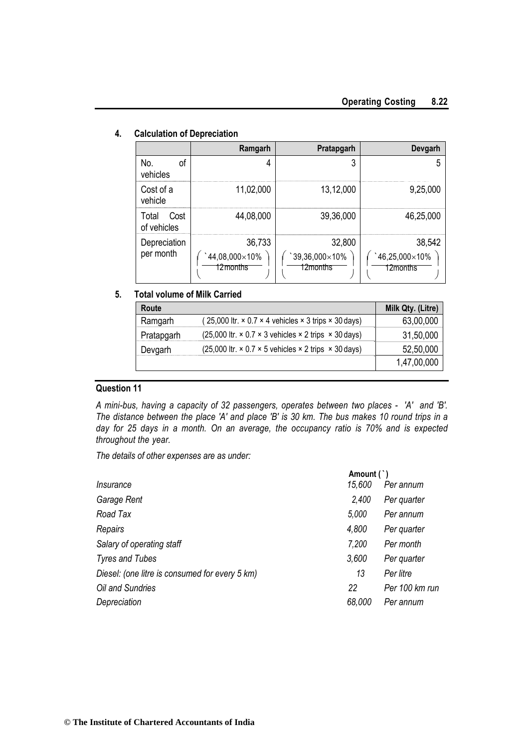#### 4. Calculation of Depreciation

| | Ramgarh | Pratapgarh | Devgarh |
|---|---|---|---|
| No. of vehicles | 4 | 3 | 5 |
| Cost of a vehicle | 11,02,000 | 13,12,000 | 9,25,000 |
| Total Cost of vehicles | 44,08,000 | 39,36,000 | 46,25,000 |
| Depreciation per month | 36,733 $\left(\frac{₹44,08,000 \times 10\%}{12 \text{months}}\right)$ | 32,800 $\left(\frac{₹39,36,000 \times 10\%}{12 \text{months}}\right)$ | 38,542 $\left(\frac{₹46,25,000 \times 10\%}{12 \text{months}}\right)$ |

#### 5. Total volume of Milk Carried

| Route | | Milk Qty. (Litre) |
|---|---|---|
| Ramgarh | ( 25,000 ltr. × 0.7 × 4 vehicles × 3 trips × 30 days) | 63,00,000 |
| Pratapgarh | (25,000 ltr. × 0.7 × 3 vehicles × 2 trips × 30 days) | 31,50,000 |
| Devgarh | (25,000 ltr. × 0.7 × 5 vehicles × 2 trips × 30 days) | 52,50,000 |
| | | 1,47,00,000 |

### Question 11

*A mini-bus, having a capacity of 32 passengers, operates between two places - 'A' and 'B'. The distance between the place 'A' and place 'B' is 30 km. The bus makes 10 round trips in a day for 25 days in a month. On an average, the occupancy ratio is 70% and is expected throughout the year.*

*The details of other expenses are as under:*

| | Amount (₹) | |
|---|---|---|
| *Insurance* | *15,600* | *Per annum* |
| *Garage Rent* | *2,400* | *Per quarter* |
| *Road Tax* | *5,000* | *Per annum* |
| *Repairs* | *4,800* | *Per quarter* |
| *Salary of operating staff* | *7,200* | *Per month* |
| *Tyres and Tubes* | *3,600* | *Per quarter* |
| *Diesel: (one litre is consumed for every 5 km)* | *13* | *Per litre* |
| *Oil and Sundries* | *22* | *Per 100 km run* |
| *Depreciation* | *68,000* | *Per annum* |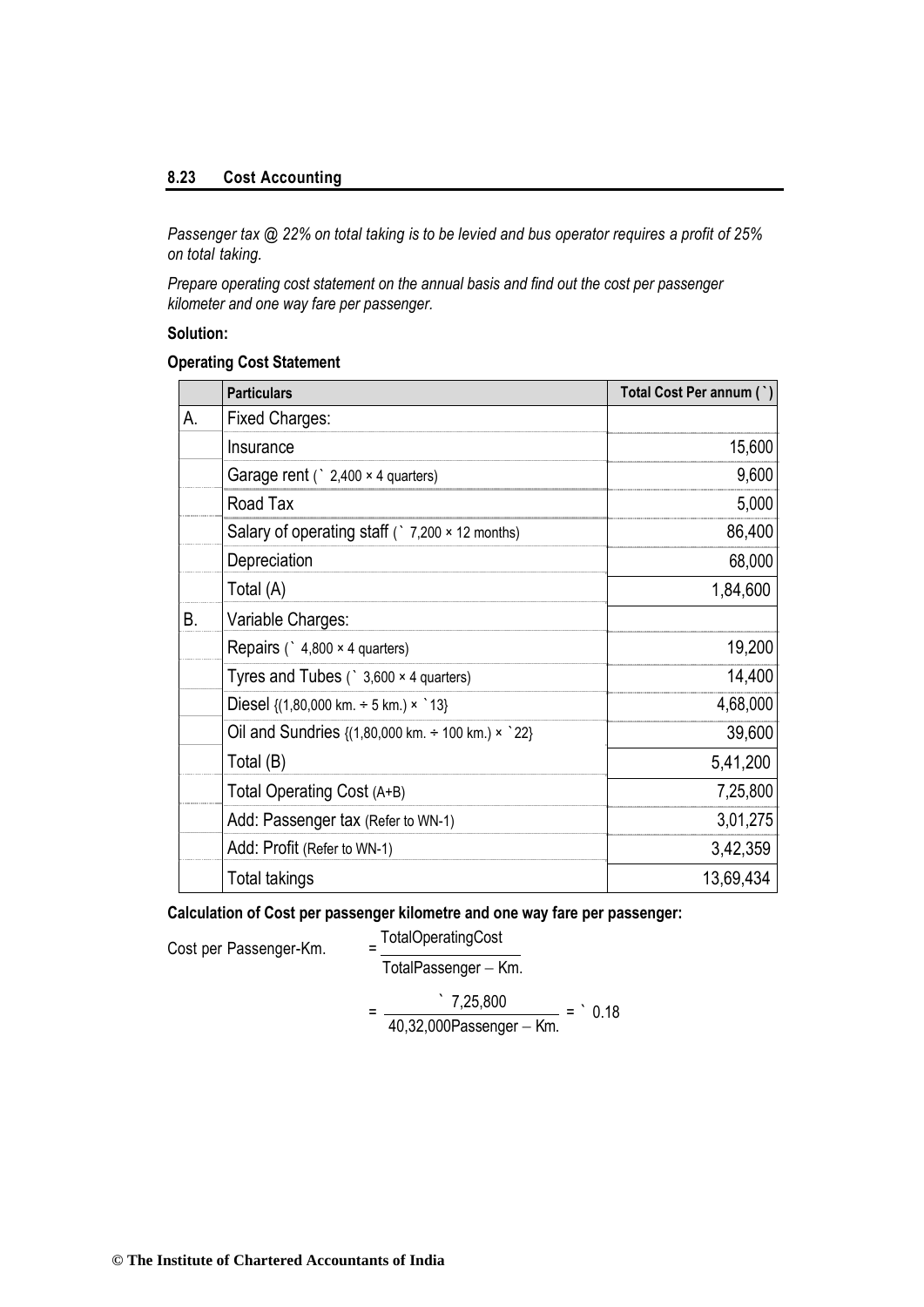*Passenger tax @ 22% on total taking is to be levied and bus operator requires a profit of 25% on total taking.*

*Prepare operating cost statement on the annual basis and find out the cost per passenger kilometer and one way fare per passenger.*

**Solution:**

**Operating Cost Statement**

| | **Particulars** | **Total Cost Per annum (`)** |
|---|---|---|
| A. | Fixed Charges: | |
| | Insurance | 15,600 |
| | Garage rent (` 2,400 × 4 quarters) | 9,600 |
| | Road Tax | 5,000 |
| | Salary of operating staff (` 7,200 × 12 months) | 86,400 |
| | Depreciation | 68,000 |
| | Total (A) | 1,84,600 |
| B. | Variable Charges: | |
| | Repairs (` 4,800 × 4 quarters) | 19,200 |
| | Tyres and Tubes (` 3,600 × 4 quarters) | 14,400 |
| | Diesel {(1,80,000 km. ÷ 5 km.) × `13} | 4,68,000 |
| | Oil and Sundries {(1,80,000 km. ÷ 100 km.) × `22} | 39,600 |
| | Total (B) | 5,41,200 |
| | Total Operating Cost (A+B) | 7,25,800 |
| | Add: Passenger tax (Refer to WN-1) | 3,01,275 |
| | Add: Profit (Refer to WN-1) | 3,42,359 |
| | Total takings | 13,69,434 |

**Calculation of Cost per passenger kilometre and one way fare per passenger:**

$$\text{Cost per Passenger-Km.} = \frac{\text{Total Operating Cost}}{\text{Total Passenger} - \text{Km.}}$$

$$= \frac{\text{` } 7{,}25{,}800}{40{,}32{,}000 \text{ Passenger} - \text{Km.}} = \text{` } 0.18$$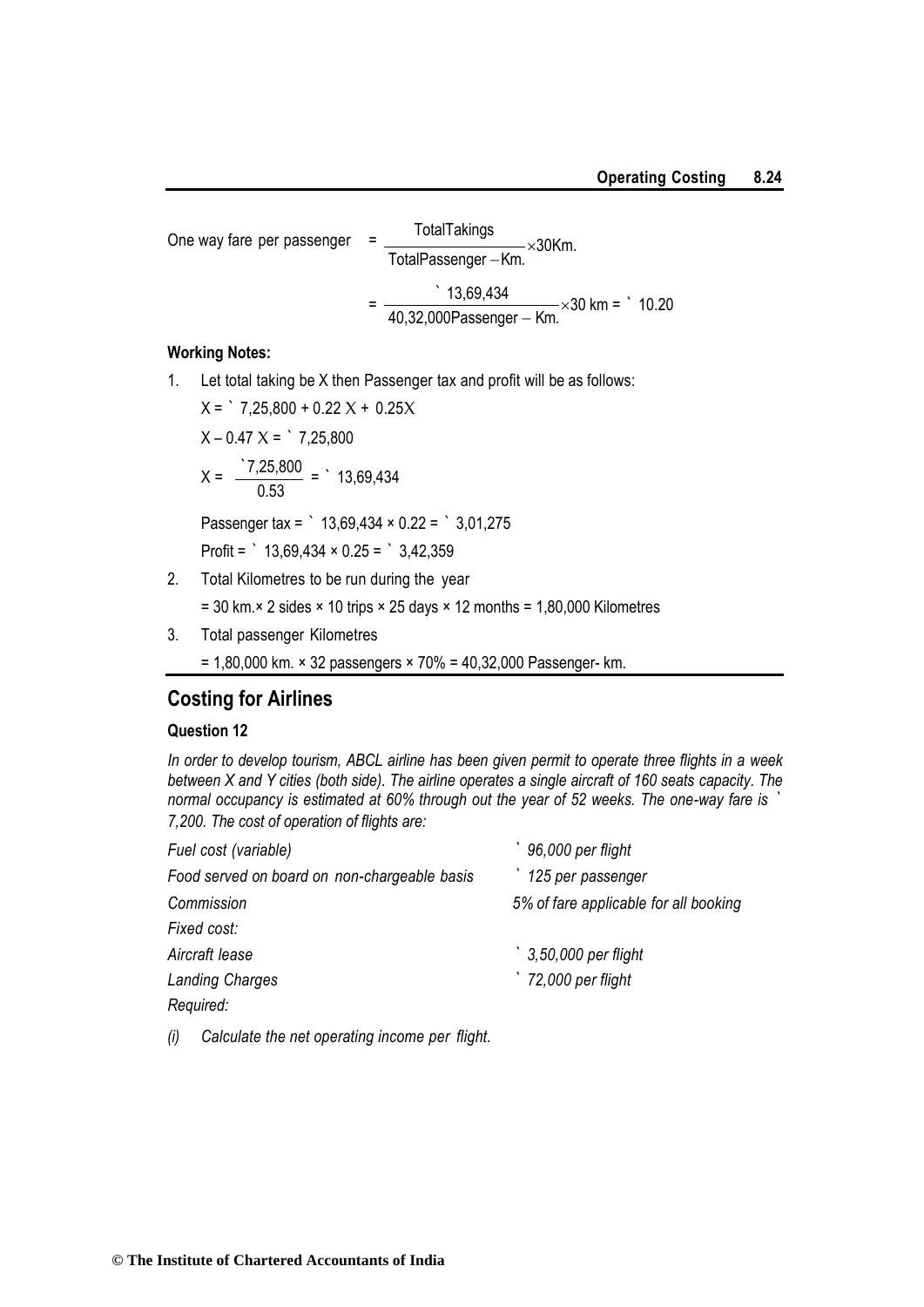One way fare per passenger $= \dfrac{\text{Total Takings}}{\text{Total Passenger} - \text{Km.}} \times 30\text{Km.}$

$= \dfrac{₹\ 13{,}69{,}434}{40{,}32{,}000 \text{ Passenger} - \text{Km.}} \times 30 \text{ km} = ₹\ 10.20$

**Working Notes:**

1. Let total taking be X then Passenger tax and profit will be as follows:

   $X = ₹\ 7{,}25{,}800 + 0.22X + 0.25X$

   $X - 0.47X = ₹\ 7{,}25{,}800$

   $X = \dfrac{₹7{,}25{,}800}{0.53} = ₹\ 13{,}69{,}434$

   Passenger tax = ₹ 13,69,434 × 0.22 = ₹ 3,01,275

   Profit = ₹ 13,69,434 × 0.25 = ₹ 3,42,359

2. Total Kilometres to be run during the year

   = 30 km.× 2 sides × 10 trips × 25 days × 12 months = 1,80,000 Kilometres

3. Total passenger Kilometres

   = 1,80,000 km. × 32 passengers × 70% = 40,32,000 Passenger- km.

## Costing for Airlines

### Question 12

*In order to develop tourism, ABCL airline has been given permit to operate three flights in a week between X and Y cities (both side). The airline operates a single aircraft of 160 seats capacity. The normal occupancy is estimated at 60% through out the year of 52 weeks. The one-way fare is ₹ 7,200. The cost of operation of flights are:*

| | |
|---|---|
| *Fuel cost (variable)* | *₹ 96,000 per flight* |
| *Food served on board on non-chargeable basis* | *₹ 125 per passenger* |
| *Commission* | *5% of fare applicable for all booking* |
| *Fixed cost:* | |
| *Aircraft lease* | *₹ 3,50,000 per flight* |
| *Landing Charges* | *₹ 72,000 per flight* |

*Required:*

*(i) Calculate the net operating income per flight.*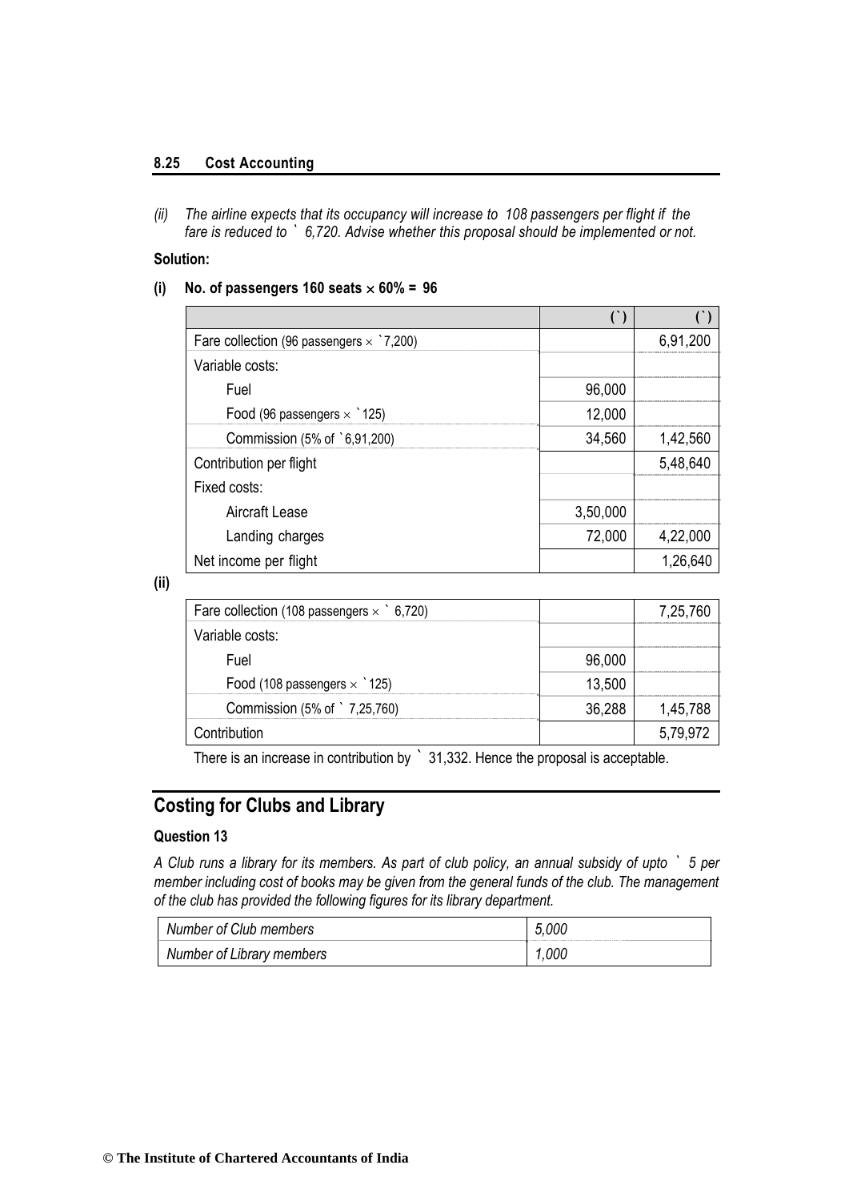*(ii) The airline expects that its occupancy will increase to 108 passengers per flight if the fare is reduced to ` 6,720. Advise whether this proposal should be implemented or not.*

**Solution:**

**(i) No. of passengers 160 seats × 60% = 96**

| | (`) | (`) |
|---|---|---|
| Fare collection (96 passengers × `7,200) | | 6,91,200 |
| Variable costs: | | |
| Fuel | 96,000 | |
| Food (96 passengers × `125) | 12,000 | |
| Commission (5% of `6,91,200) | 34,560 | 1,42,560 |
| Contribution per flight | | 5,48,640 |
| Fixed costs: | | |
| Aircraft Lease | 3,50,000 | |
| Landing charges | 72,000 | 4,22,000 |
| Net income per flight | | 1,26,640 |

**(ii)**

| | | |
|---|---|---|
| Fare collection (108 passengers × ` 6,720) | | 7,25,760 |
| Variable costs: | | |
| Fuel | 96,000 | |
| Food (108 passengers × `125) | 13,500 | |
| Commission (5% of ` 7,25,760) | 36,288 | 1,45,788 |
| Contribution | | 5,79,972 |

There is an increase in contribution by ` 31,332. Hence the proposal is acceptable.

## Costing for Clubs and Library

**Question 13**

*A Club runs a library for its members. As part of club policy, an annual subsidy of upto ` 5 per member including cost of books may be given from the general funds of the club. The management of the club has provided the following figures for its library department.*

| | |
|---|---|
| *Number of Club members* | *5,000* |
| *Number of Library members* | *1,000* |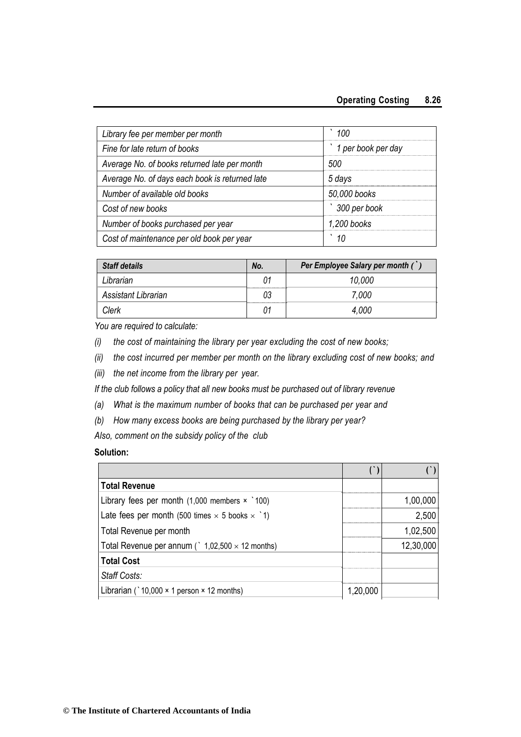| | |
|---|---|
| *Library fee per member per month* | *` 100* |
| *Fine for late return of books* | *` 1 per book per day* |
| *Average No. of books returned late per month* | *500* |
| *Average No. of days each book is returned late* | *5 days* |
| *Number of available old books* | *50,000 books* |
| *Cost of new books* | *` 300 per book* |
| *Number of books purchased per year* | *1,200 books* |
| *Cost of maintenance per old book per year* | *` 10* |

| ***Staff details*** | ***No.*** | ***Per Employee Salary per month (` )*** |
|---|---|---|
| *Librarian* | *01* | *10,000* |
| *Assistant Librarian* | *03* | *7,000* |
| *Clerk* | *01* | *4,000* |

*You are required to calculate:*

*(i) the cost of maintaining the library per year excluding the cost of new books;*

*(ii) the cost incurred per member per month on the library excluding cost of new books; and*

*(iii) the net income from the library per year.*

*If the club follows a policy that all new books must be purchased out of library revenue*

*(a) What is the maximum number of books that can be purchased per year and*

*(b) How many excess books are being purchased by the library per year?*

*Also, comment on the subsidy policy of the club*

**Solution:**

| | (`) | (`) |
|---|---|---|
| **Total Revenue** | | |
| Library fees per month (1,000 members × `100) | | 1,00,000 |
| Late fees per month (500 times × 5 books × `1) | | 2,500 |
| Total Revenue per month | | 1,02,500 |
| Total Revenue per annum (` 1,02,500 × 12 months) | | 12,30,000 |
| **Total Cost** | | |
| *Staff Costs:* | | |
| Librarian (`10,000 × 1 person × 12 months) | 1,20,000 | |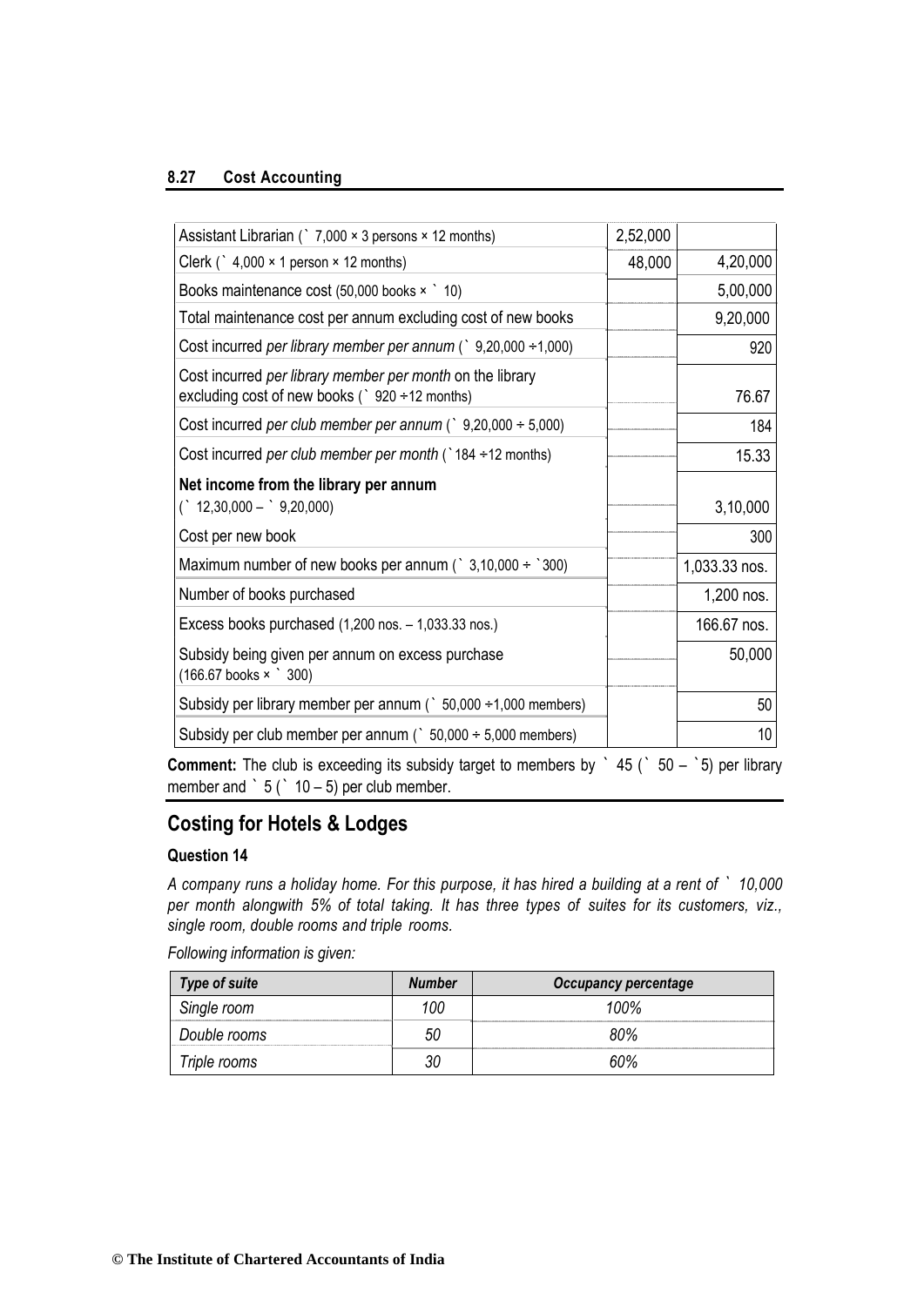| | | |
|---|---|---|
| Assistant Librarian (` 7,000 × 3 persons × 12 months) | 2,52,000 | |
| Clerk (` 4,000 × 1 person × 12 months) | 48,000 | 4,20,000 |
| Books maintenance cost (50,000 books × ` 10) | | 5,00,000 |
| Total maintenance cost per annum excluding cost of new books | | 9,20,000 |
| Cost incurred *per library member per annum* (` 9,20,000 ÷1,000) | | 920 |
| Cost incurred *per library member per month* on the library excluding cost of new books (` 920 ÷12 months) | | 76.67 |
| Cost incurred *per club member per annum* (` 9,20,000 ÷ 5,000) | | 184 |
| Cost incurred *per club member per month* (`184 ÷12 months) | | 15.33 |
| **Net income from the library per annum** (` 12,30,000 – ` 9,20,000) | | 3,10,000 |
| Cost per new book | | 300 |
| Maximum number of new books per annum (` 3,10,000 ÷ `300) | | 1,033.33 nos. |
| Number of books purchased | | 1,200 nos. |
| Excess books purchased (1,200 nos. – 1,033.33 nos.) | | 166.67 nos. |
| Subsidy being given per annum on excess purchase (166.67 books × ` 300) | | 50,000 |
| Subsidy per library member per annum (` 50,000 ÷1,000 members) | | 50 |
| Subsidy per club member per annum (` 50,000 ÷ 5,000 members) | | 10 |

**Comment:** The club is exceeding its subsidy target to members by ` 45 (` 50 – `5) per library member and ` 5 (` 10 – 5) per club member.

## Costing for Hotels & Lodges

### Question 14

*A company runs a holiday home. For this purpose, it has hired a building at a rent of ` 10,000 per month alongwith 5% of total taking. It has three types of suites for its customers, viz., single room, double rooms and triple rooms.*

*Following information is given:*

| *Type of suite* | *Number* | *Occupancy percentage* |
|---|---|---|
| *Single room* | *100* | *100%* |
| *Double rooms* | *50* | *80%* |
| *Triple rooms* | *30* | *60%* |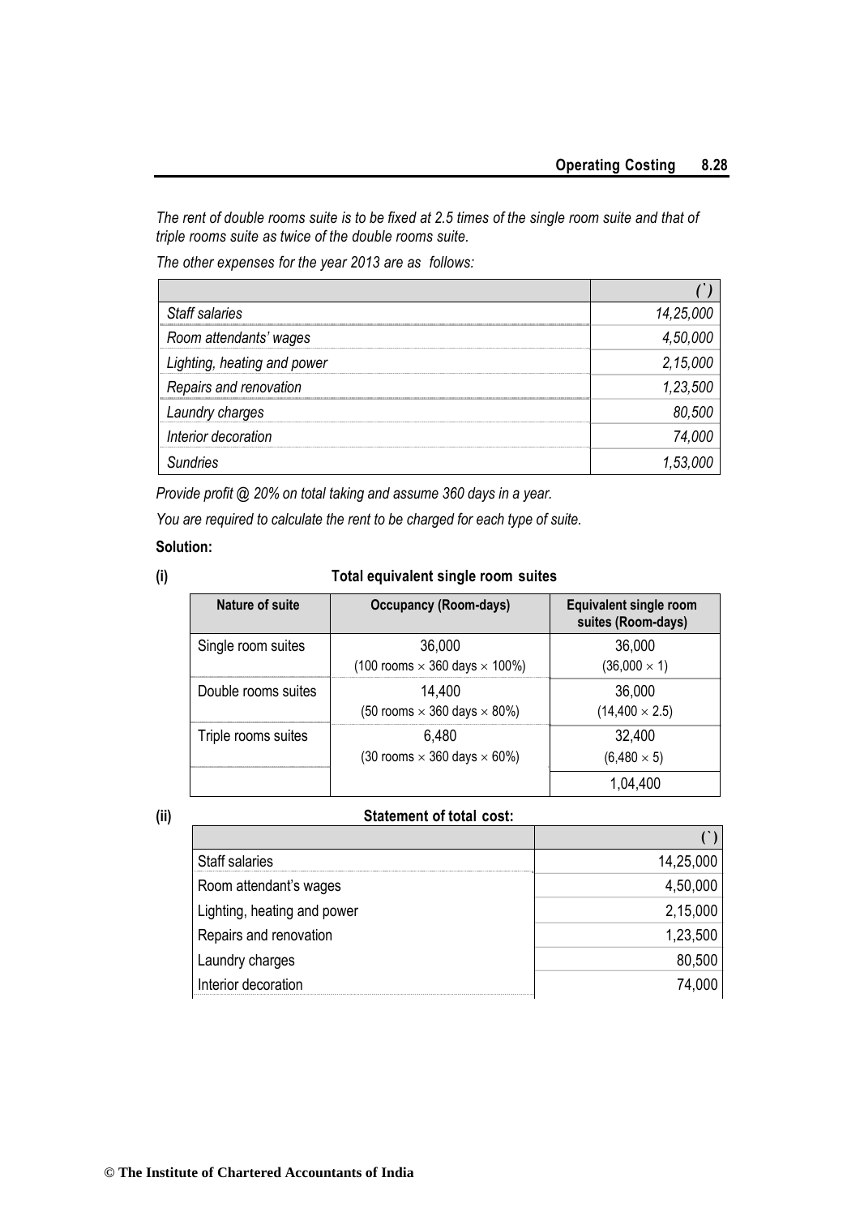*The rent of double rooms suite is to be fixed at 2.5 times of the single room suite and that of triple rooms suite as twice of the double rooms suite.*

*The other expenses for the year 2013 are as follows:*

| | *(`)* |
|---|---|
| *Staff salaries* | *14,25,000* |
| *Room attendants' wages* | *4,50,000* |
| *Lighting, heating and power* | *2,15,000* |
| *Repairs and renovation* | *1,23,500* |
| *Laundry charges* | *80,500* |
| *Interior decoration* | *74,000* |
| *Sundries* | *1,53,000* |

*Provide profit @ 20% on total taking and assume 360 days in a year.*

*You are required to calculate the rent to be charged for each type of suite.*

**Solution:**

**(i) Total equivalent single room suites**

| Nature of suite | Occupancy (Room-days) | Equivalent single room suites (Room-days) |
|---|---|---|
| Single room suites | 36,000<br>(100 rooms × 360 days × 100%) | 36,000<br>(36,000 × 1) |
| Double rooms suites | 14,400<br>(50 rooms × 360 days × 80%) | 36,000<br>(14,400 × 2.5) |
| Triple rooms suites | 6,480<br>(30 rooms × 360 days × 60%) | 32,400<br>(6,480 × 5) |
| | | 1,04,400 |

**(ii) Statement of total cost:**

| | (`) |
|---|---|
| Staff salaries | 14,25,000 |
| Room attendant's wages | 4,50,000 |
| Lighting, heating and power | 2,15,000 |
| Repairs and renovation | 1,23,500 |
| Laundry charges | 80,500 |
| Interior decoration | 74,000 |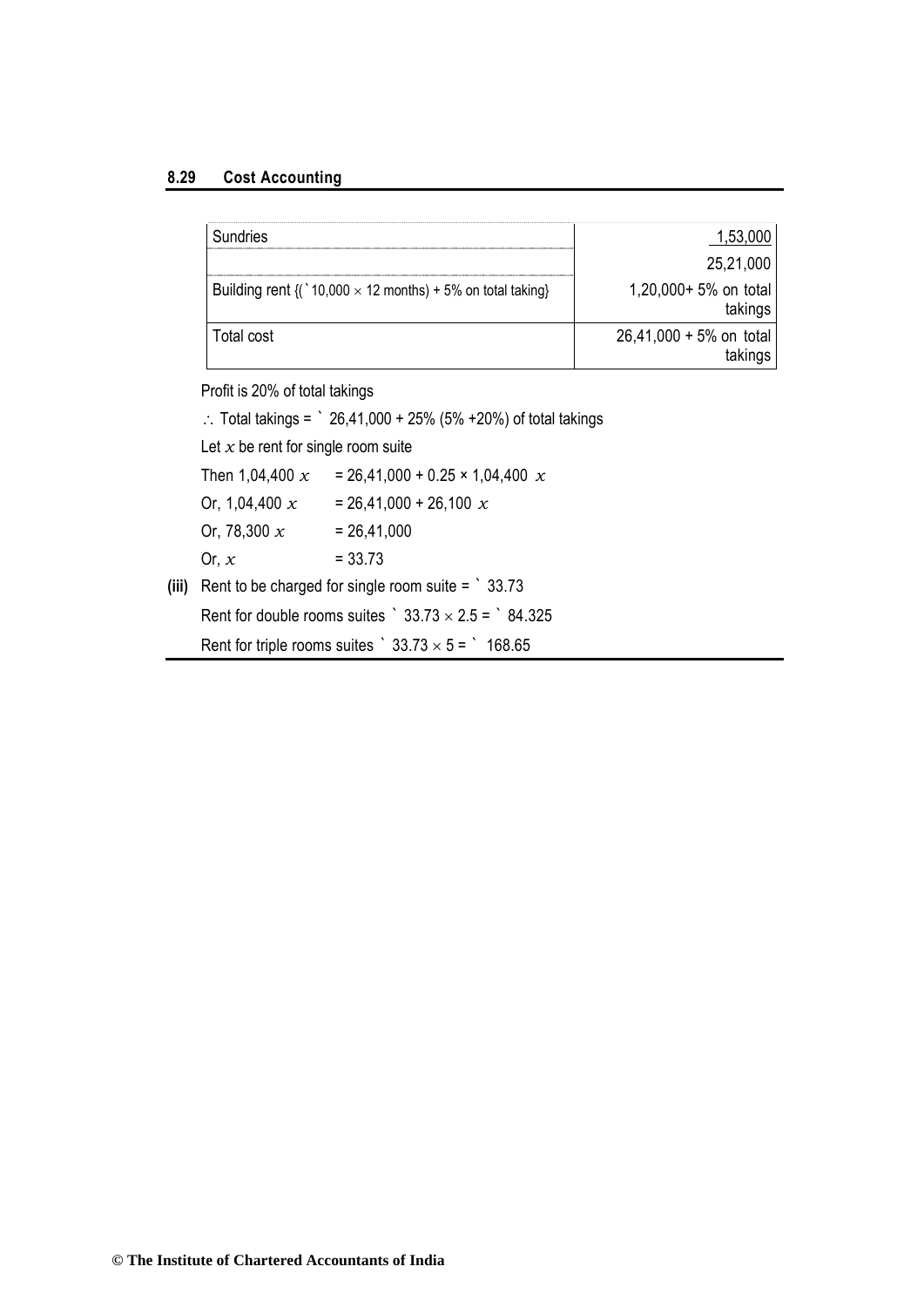| | |
|---|---|
| Sundries | 1,53,000 |
| | 25,21,000 |
| Building rent {(` 10,000 × 12 months) + 5% on total taking} | 1,20,000+ 5% on total takings |
| Total cost | 26,41,000 + 5% on total takings |

Profit is 20% of total takings

∴ Total takings = ` 26,41,000 + 25% (5% +20%) of total takings

Let $x$ be rent for single room suite

Then 1,04,400 $x$ = 26,41,000 + 0.25 × 1,04,400 $x$

Or, 1,04,400 $x$ = 26,41,000 + 26,100 $x$

Or, 78,300 $x$ = 26,41,000

Or, $x$ = 33.73

**(iii)** Rent to be charged for single room suite = ` 33.73

Rent for double rooms suites ` 33.73 × 2.5 = ` 84.325

Rent for triple rooms suites ` 33.73 × 5 = ` 168.65